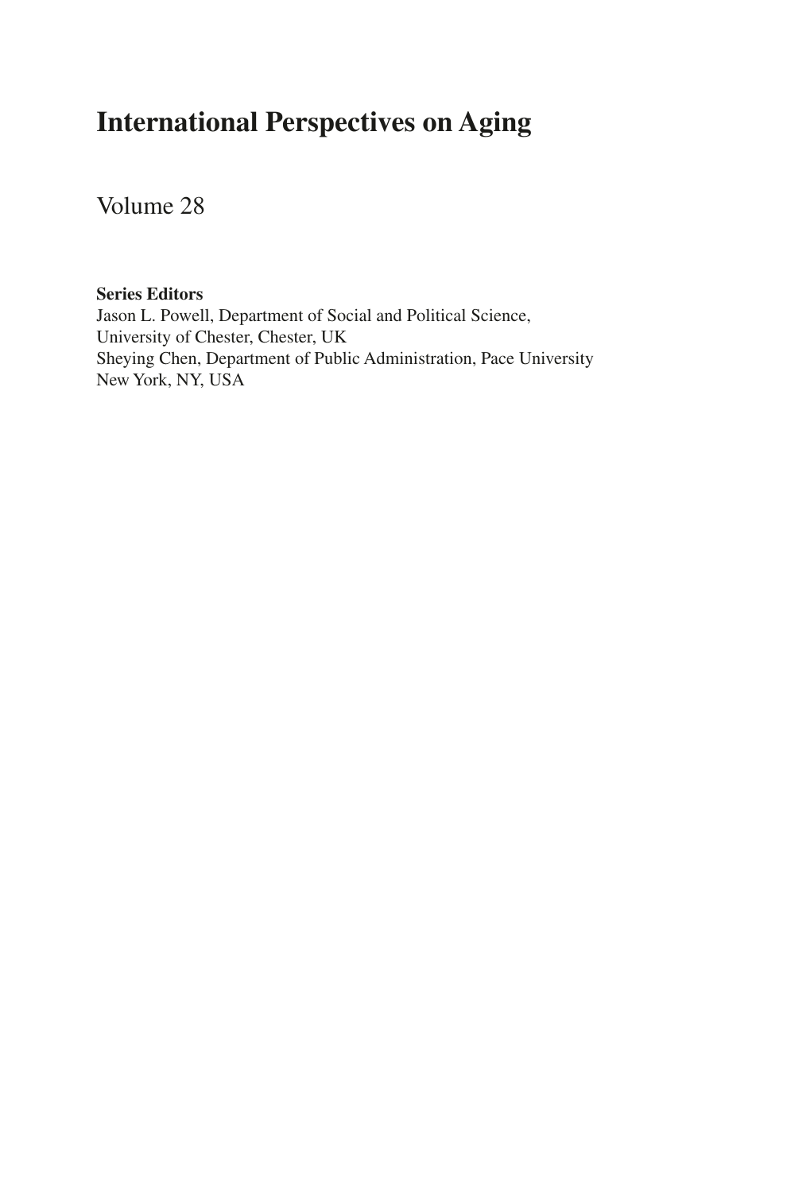# International Perspectives on Aging

Volume 28

**Series Editors**
Jason L. Powell, Department of Social and Political Science,
University of Chester, Chester, UK
Sheying Chen, Department of Public Administration, Pace University
New York, NY, USA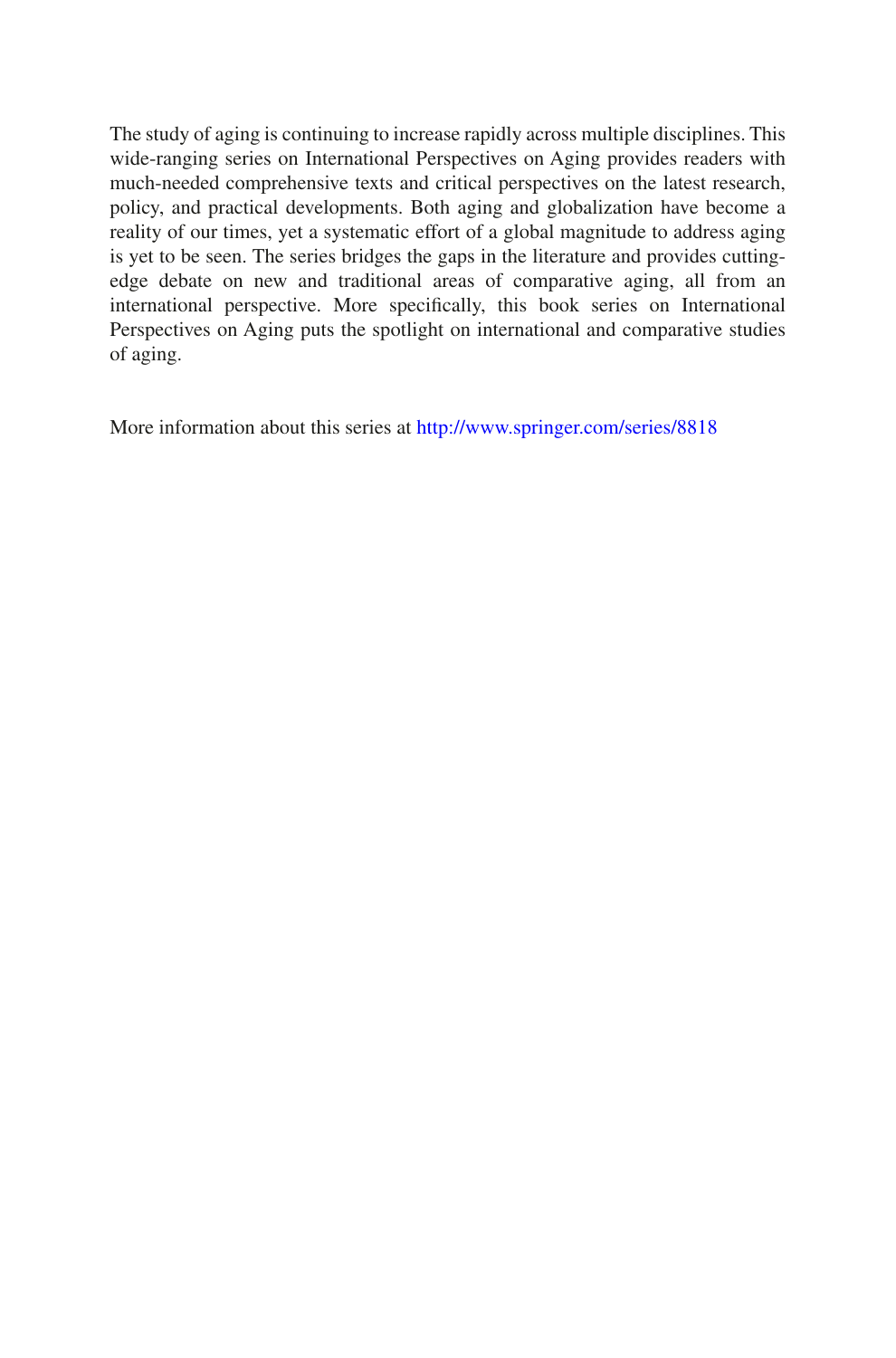The study of aging is continuing to increase rapidly across multiple disciplines. This wide-ranging series on International Perspectives on Aging provides readers with much-needed comprehensive texts and critical perspectives on the latest research, policy, and practical developments. Both aging and globalization have become a reality of our times, yet a systematic effort of a global magnitude to address aging is yet to be seen. The series bridges the gaps in the literature and provides cutting-edge debate on new and traditional areas of comparative aging, all from an international perspective. More specifically, this book series on International Perspectives on Aging puts the spotlight on international and comparative studies of aging.

More information about this series at http://www.springer.com/series/8818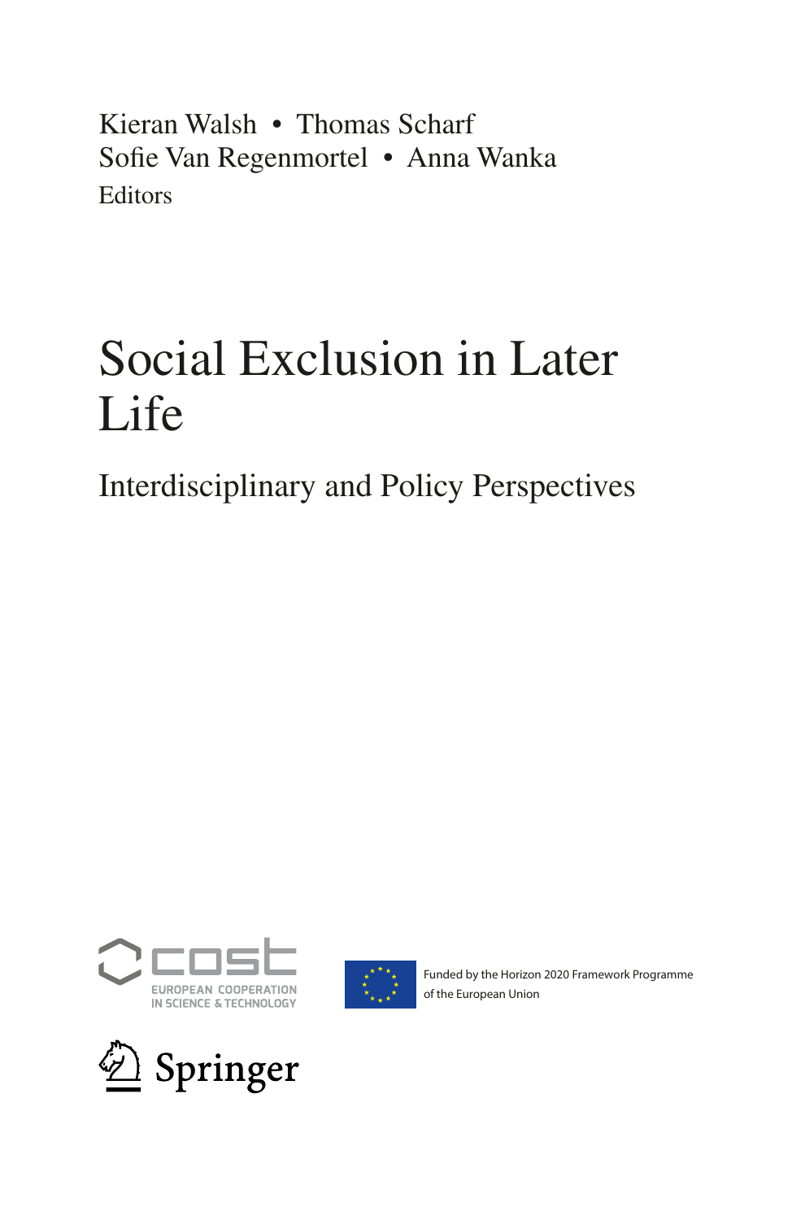Kieran Walsh • Thomas Scharf
Sofie Van Regenmortel • Anna Wanka
Editors

# Social Exclusion in Later Life

## Interdisciplinary and Policy Perspectives

EUROPEAN COOPERATION IN SCIENCE & TECHNOLOGY

Funded by the Horizon 2020 Framework Programme of the European Union

Springer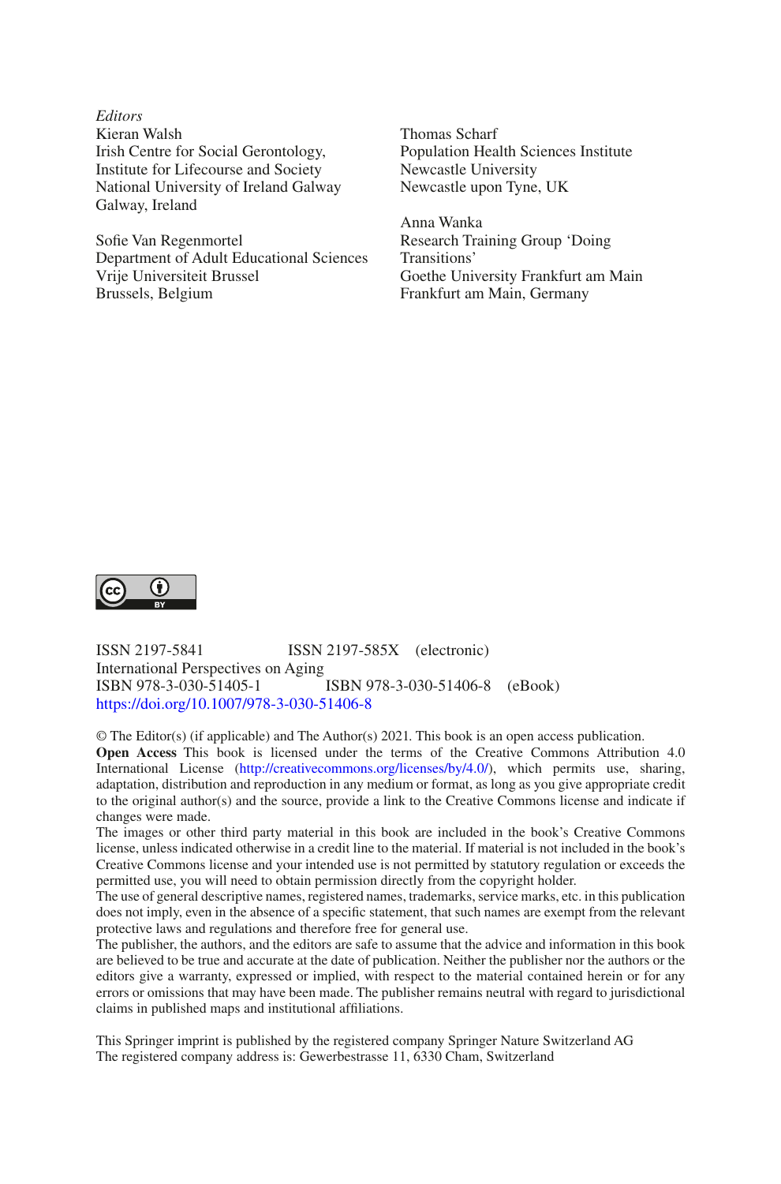*Editors*

Kieran Walsh
Irish Centre for Social Gerontology,
Institute for Lifecourse and Society
National University of Ireland Galway
Galway, Ireland

Sofie Van Regenmortel
Department of Adult Educational Sciences
Vrije Universiteit Brussel
Brussels, Belgium

Thomas Scharf
Population Health Sciences Institute
Newcastle University
Newcastle upon Tyne, UK

Anna Wanka
Research Training Group 'Doing Transitions'
Goethe University Frankfurt am Main
Frankfurt am Main, Germany

ISSN 2197-5841 ISSN 2197-585X (electronic)
International Perspectives on Aging
ISBN 978-3-030-51405-1 ISBN 978-3-030-51406-8 (eBook)
https://doi.org/10.1007/978-3-030-51406-8

© The Editor(s) (if applicable) and The Author(s) 2021. This book is an open access publication.

**Open Access** This book is licensed under the terms of the Creative Commons Attribution 4.0 International License (http://creativecommons.org/licenses/by/4.0/), which permits use, sharing, adaptation, distribution and reproduction in any medium or format, as long as you give appropriate credit to the original author(s) and the source, provide a link to the Creative Commons license and indicate if changes were made.

The images or other third party material in this book are included in the book's Creative Commons license, unless indicated otherwise in a credit line to the material. If material is not included in the book's Creative Commons license and your intended use is not permitted by statutory regulation or exceeds the permitted use, you will need to obtain permission directly from the copyright holder.

The use of general descriptive names, registered names, trademarks, service marks, etc. in this publication does not imply, even in the absence of a specific statement, that such names are exempt from the relevant protective laws and regulations and therefore free for general use.

The publisher, the authors, and the editors are safe to assume that the advice and information in this book are believed to be true and accurate at the date of publication. Neither the publisher nor the authors or the editors give a warranty, expressed or implied, with respect to the material contained herein or for any errors or omissions that may have been made. The publisher remains neutral with regard to jurisdictional claims in published maps and institutional affiliations.

This Springer imprint is published by the registered company Springer Nature Switzerland AG
The registered company address is: Gewerbestrasse 11, 6330 Cham, Switzerland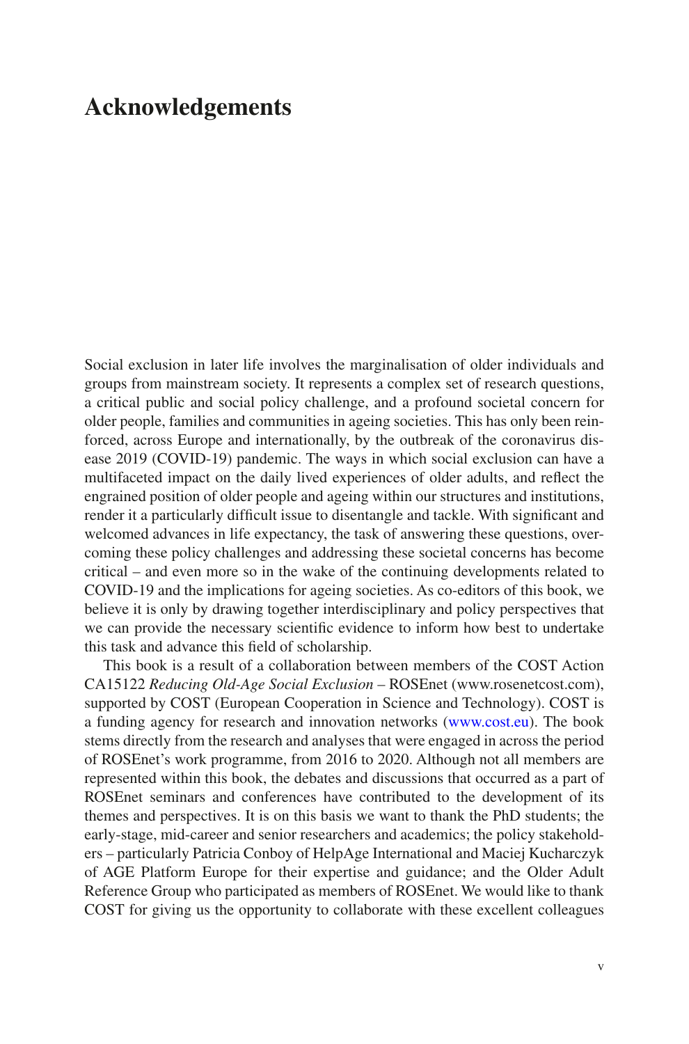# Acknowledgements

Social exclusion in later life involves the marginalisation of older individuals and groups from mainstream society. It represents a complex set of research questions, a critical public and social policy challenge, and a profound societal concern for older people, families and communities in ageing societies. This has only been reinforced, across Europe and internationally, by the outbreak of the coronavirus disease 2019 (COVID-19) pandemic. The ways in which social exclusion can have a multifaceted impact on the daily lived experiences of older adults, and reflect the engrained position of older people and ageing within our structures and institutions, render it a particularly difficult issue to disentangle and tackle. With significant and welcomed advances in life expectancy, the task of answering these questions, overcoming these policy challenges and addressing these societal concerns has become critical – and even more so in the wake of the continuing developments related to COVID-19 and the implications for ageing societies. As co-editors of this book, we believe it is only by drawing together interdisciplinary and policy perspectives that we can provide the necessary scientific evidence to inform how best to undertake this task and advance this field of scholarship.

This book is a result of a collaboration between members of the COST Action CA15122 *Reducing Old-Age Social Exclusion* – ROSEnet (www.rosenetcost.com), supported by COST (European Cooperation in Science and Technology). COST is a funding agency for research and innovation networks (www.cost.eu). The book stems directly from the research and analyses that were engaged in across the period of ROSEnet's work programme, from 2016 to 2020. Although not all members are represented within this book, the debates and discussions that occurred as a part of ROSEnet seminars and conferences have contributed to the development of its themes and perspectives. It is on this basis we want to thank the PhD students; the early-stage, mid-career and senior researchers and academics; the policy stakeholders – particularly Patricia Conboy of HelpAge International and Maciej Kucharczyk of AGE Platform Europe for their expertise and guidance; and the Older Adult Reference Group who participated as members of ROSEnet. We would like to thank COST for giving us the opportunity to collaborate with these excellent colleagues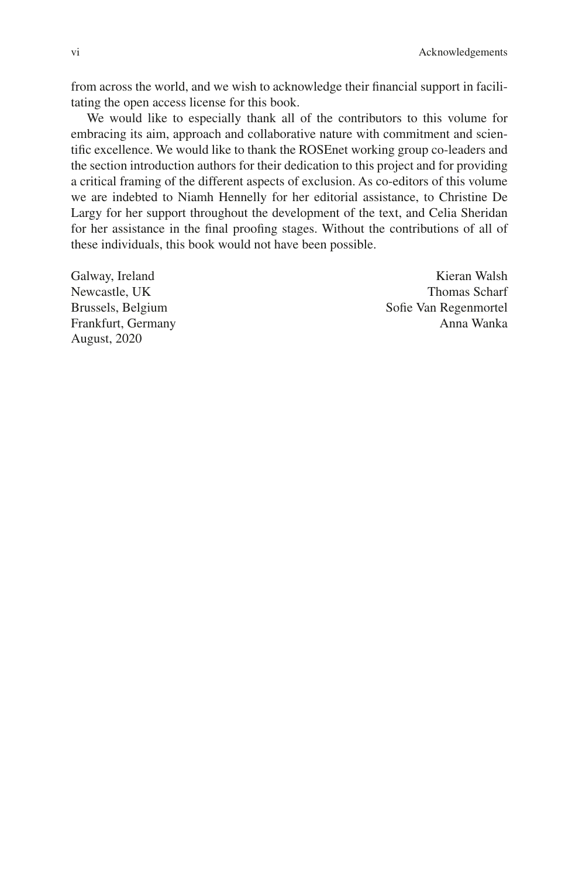from across the world, and we wish to acknowledge their financial support in facilitating the open access license for this book.

We would like to especially thank all of the contributors to this volume for embracing its aim, approach and collaborative nature with commitment and scientific excellence. We would like to thank the ROSEnet working group co-leaders and the section introduction authors for their dedication to this project and for providing a critical framing of the different aspects of exclusion. As co-editors of this volume we are indebted to Niamh Hennelly for her editorial assistance, to Christine De Largy for her support throughout the development of the text, and Celia Sheridan for her assistance in the final proofing stages. Without the contributions of all of these individuals, this book would not have been possible.

Galway, Ireland — Kieran Walsh
Newcastle, UK — Thomas Scharf
Brussels, Belgium — Sofie Van Regenmortel
Frankfurt, Germany — Anna Wanka
August, 2020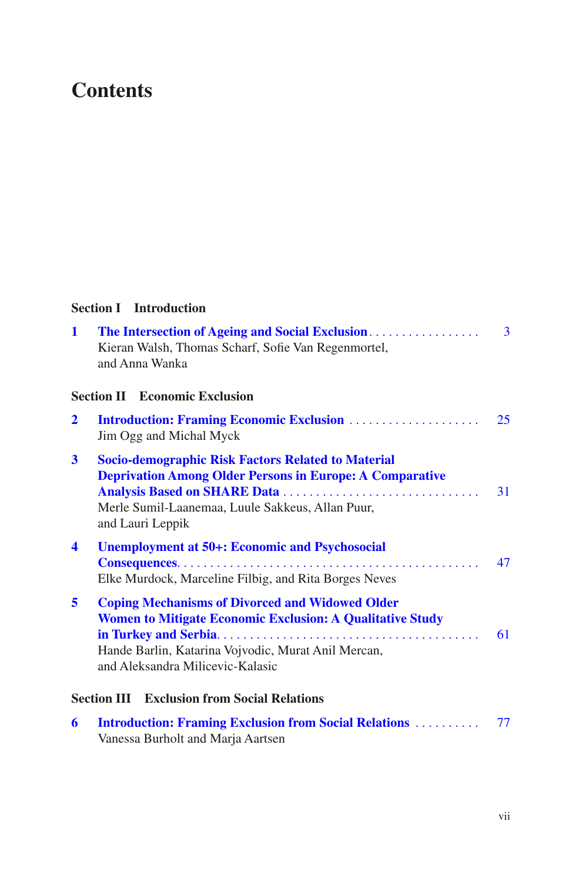# Contents

**Section I Introduction**

**1 The Intersection of Ageing and Social Exclusion** . . . . . . . . . . . . . . . . . 3
Kieran Walsh, Thomas Scharf, Sofie Van Regenmortel, and Anna Wanka

**Section II Economic Exclusion**

**2 Introduction: Framing Economic Exclusion** . . . . . . . . . . . . . . . . . . . . 25
Jim Ogg and Michal Myck

**3 Socio-demographic Risk Factors Related to Material Deprivation Among Older Persons in Europe: A Comparative Analysis Based on SHARE Data** . . . . . . . . . . . . . . . . . . . . . . . . . . . . . . 31
Merle Sumil-Laanemaa, Luule Sakkeus, Allan Puur, and Lauri Leppik

**4 Unemployment at 50+: Economic and Psychosocial Consequences** . . . . . . . . . . . . . . . . . . . . . . . . . . . . . . . . . . . . . . . . . . . . . . 47
Elke Murdock, Marceline Filbig, and Rita Borges Neves

**5 Coping Mechanisms of Divorced and Widowed Older Women to Mitigate Economic Exclusion: A Qualitative Study in Turkey and Serbia** . . . . . . . . . . . . . . . . . . . . . . . . . . . . . . . . . . . . . . . 61
Hande Barlin, Katarina Vojvodic, Murat Anil Mercan, and Aleksandra Milicevic-Kalasic

**Section III Exclusion from Social Relations**

**6 Introduction: Framing Exclusion from Social Relations** . . . . . . . . . . 77
Vanessa Burholt and Marja Aartsen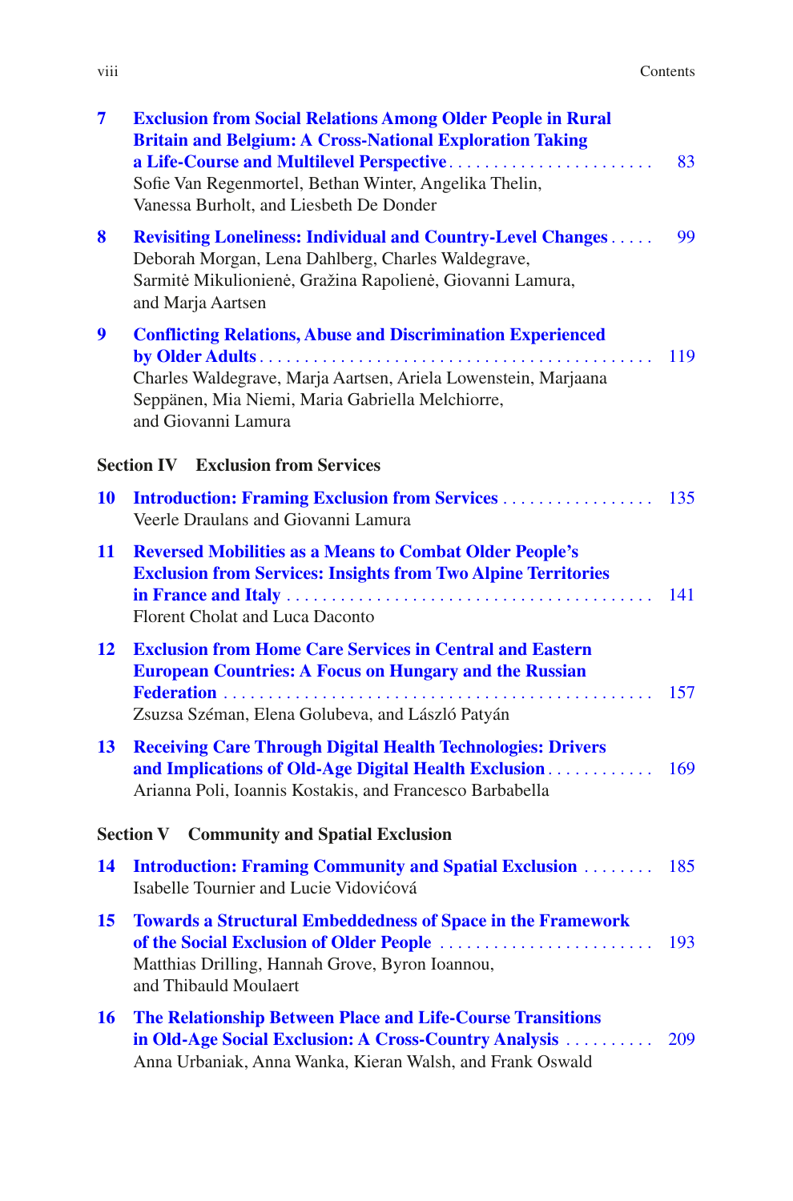**7 Exclusion from Social Relations Among Older People in Rural Britain and Belgium: A Cross-National Exploration Taking a Life-Course and Multilevel Perspective** . . . . . . . . . . . . . . . . . . . . . . . . 83
Sofie Van Regenmortel, Bethan Winter, Angelika Thelin, Vanessa Burholt, and Liesbeth De Donder

**8 Revisiting Loneliness: Individual and Country-Level Changes** . . . . . 99
Deborah Morgan, Lena Dahlberg, Charles Waldegrave, Sarmitė Mikulionienė, Gražina Rapolienė, Giovanni Lamura, and Marja Aartsen

**9 Conflicting Relations, Abuse and Discrimination Experienced by Older Adults** . . . . . . . . . . . . . . . . . . . . . . . . . . . . . . . . . . . . . . . . . . . . 119
Charles Waldegrave, Marja Aartsen, Ariela Lowenstein, Marjaana Seppänen, Mia Niemi, Maria Gabriella Melchiorre, and Giovanni Lamura

## Section IV Exclusion from Services

**10 Introduction: Framing Exclusion from Services** . . . . . . . . . . . . . . . . . . 135
Veerle Draulans and Giovanni Lamura

**11 Reversed Mobilities as a Means to Combat Older People's Exclusion from Services: Insights from Two Alpine Territories in France and Italy** . . . . . . . . . . . . . . . . . . . . . . . . . . . . . . . . . . . . . . . . 141
Florent Cholat and Luca Daconto

**12 Exclusion from Home Care Services in Central and Eastern European Countries: A Focus on Hungary and the Russian Federation** . . . . . . . . . . . . . . . . . . . . . . . . . . . . . . . . . . . . . . . . . . . . . . . . . . 157
Zsuzsa Széman, Elena Golubeva, and László Patyán

**13 Receiving Care Through Digital Health Technologies: Drivers and Implications of Old-Age Digital Health Exclusion** . . . . . . . . . . . . 169
Arianna Poli, Ioannis Kostakis, and Francesco Barbabella

## Section V Community and Spatial Exclusion

**14 Introduction: Framing Community and Spatial Exclusion** . . . . . . . . 185
Isabelle Tournier and Lucie Vidovićová

**15 Towards a Structural Embeddedness of Space in the Framework of the Social Exclusion of Older People** . . . . . . . . . . . . . . . . . . . . . . . . . 193
Matthias Drilling, Hannah Grove, Byron Ioannou, and Thibauld Moulaert

**16 The Relationship Between Place and Life-Course Transitions in Old-Age Social Exclusion: A Cross-Country Analysis** . . . . . . . . . . 209
Anna Urbaniak, Anna Wanka, Kieran Walsh, and Frank Oswald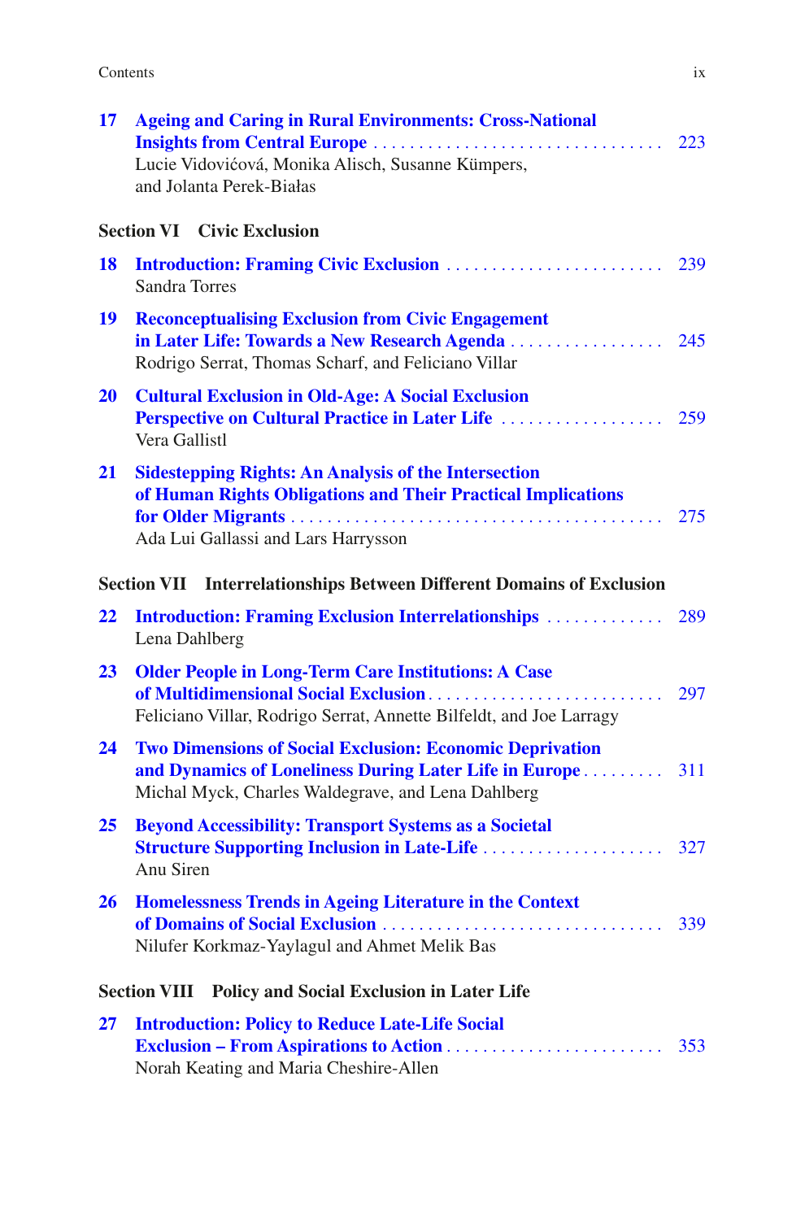**17 Ageing and Caring in Rural Environments: Cross-National Insights from Central Europe** . . . 223
Lucie Vidovićová, Monika Alisch, Susanne Kümpers, and Jolanta Perek-Białas

**Section VI Civic Exclusion**

**18 Introduction: Framing Civic Exclusion** . . . 239
Sandra Torres

**19 Reconceptualising Exclusion from Civic Engagement in Later Life: Towards a New Research Agenda** . . . 245
Rodrigo Serrat, Thomas Scharf, and Feliciano Villar

**20 Cultural Exclusion in Old-Age: A Social Exclusion Perspective on Cultural Practice in Later Life** . . . 259
Vera Gallistl

**21 Sidestepping Rights: An Analysis of the Intersection of Human Rights Obligations and Their Practical Implications for Older Migrants** . . . 275
Ada Lui Gallassi and Lars Harrysson

**Section VII Interrelationships Between Different Domains of Exclusion**

**22 Introduction: Framing Exclusion Interrelationships** . . . 289
Lena Dahlberg

**23 Older People in Long-Term Care Institutions: A Case of Multidimensional Social Exclusion** . . . 297
Feliciano Villar, Rodrigo Serrat, Annette Bilfeldt, and Joe Larragy

**24 Two Dimensions of Social Exclusion: Economic Deprivation and Dynamics of Loneliness During Later Life in Europe** . . . 311
Michal Myck, Charles Waldegrave, and Lena Dahlberg

**25 Beyond Accessibility: Transport Systems as a Societal Structure Supporting Inclusion in Late-Life** . . . 327
Anu Siren

**26 Homelessness Trends in Ageing Literature in the Context of Domains of Social Exclusion** . . . 339
Nilufer Korkmaz-Yaylagul and Ahmet Melik Bas

**Section VIII Policy and Social Exclusion in Later Life**

**27 Introduction: Policy to Reduce Late-Life Social Exclusion – From Aspirations to Action** . . . 353
Norah Keating and Maria Cheshire-Allen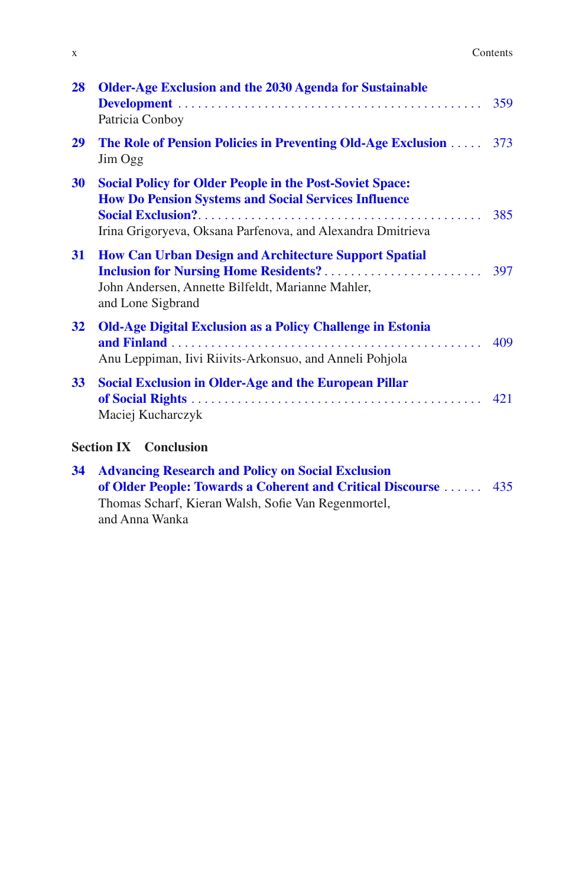**28 Older-Age Exclusion and the 2030 Agenda for Sustainable Development** . . . . . . . . . . . . . . . . . . . . . . . . . . . . . . . . . . . . . . . . . . . . . 359
Patricia Conboy

**29 The Role of Pension Policies in Preventing Old-Age Exclusion** . . . . . 373
Jim Ogg

**30 Social Policy for Older People in the Post-Soviet Space: How Do Pension Systems and Social Services Influence Social Exclusion?** . . . . . . . . . . . . . . . . . . . . . . . . . . . . . . . . . . . . . . . . . . . . 385
Irina Grigoryeva, Oksana Parfenova, and Alexandra Dmitrieva

**31 How Can Urban Design and Architecture Support Spatial Inclusion for Nursing Home Residents?** . . . . . . . . . . . . . . . . . . . . . . . . . 397
John Andersen, Annette Bilfeldt, Marianne Mahler, and Lone Sigbrand

**32 Old-Age Digital Exclusion as a Policy Challenge in Estonia and Finland** . . . . . . . . . . . . . . . . . . . . . . . . . . . . . . . . . . . . . . . . . . . . . . . 409
Anu Leppiman, Iivi Riivits-Arkonsuo, and Anneli Pohjola

**33 Social Exclusion in Older-Age and the European Pillar of Social Rights** . . . . . . . . . . . . . . . . . . . . . . . . . . . . . . . . . . . . . . . . . . . . 421
Maciej Kucharczyk

## Section IX Conclusion

**34 Advancing Research and Policy on Social Exclusion of Older People: Towards a Coherent and Critical Discourse** . . . . . . 435
Thomas Scharf, Kieran Walsh, Sofie Van Regenmortel, and Anna Wanka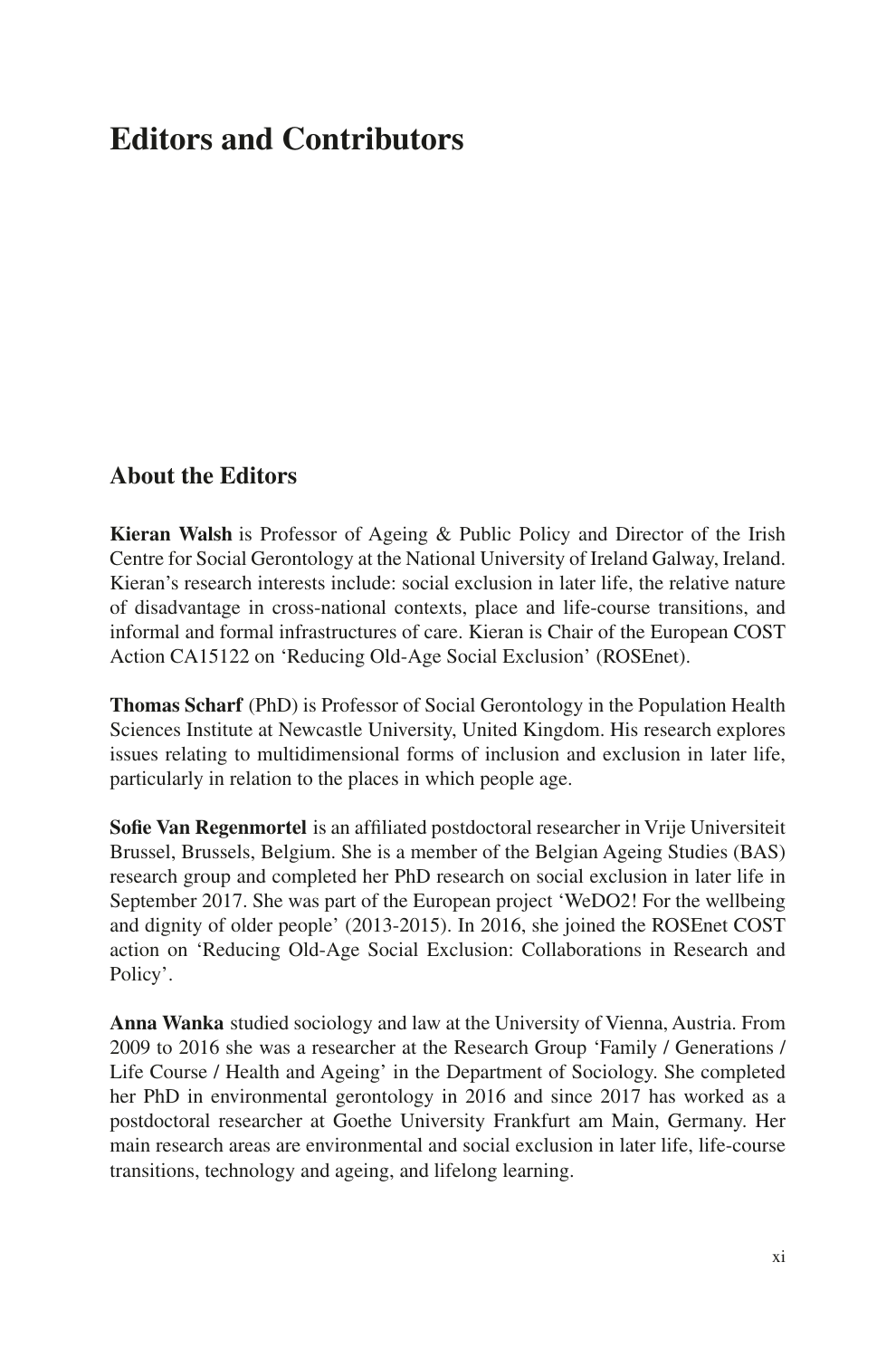# Editors and Contributors

## About the Editors

**Kieran Walsh** is Professor of Ageing & Public Policy and Director of the Irish Centre for Social Gerontology at the National University of Ireland Galway, Ireland. Kieran's research interests include: social exclusion in later life, the relative nature of disadvantage in cross-national contexts, place and life-course transitions, and informal and formal infrastructures of care. Kieran is Chair of the European COST Action CA15122 on 'Reducing Old-Age Social Exclusion' (ROSEnet).

**Thomas Scharf** (PhD) is Professor of Social Gerontology in the Population Health Sciences Institute at Newcastle University, United Kingdom. His research explores issues relating to multidimensional forms of inclusion and exclusion in later life, particularly in relation to the places in which people age.

**Sofie Van Regenmortel** is an affiliated postdoctoral researcher in Vrije Universiteit Brussel, Brussels, Belgium. She is a member of the Belgian Ageing Studies (BAS) research group and completed her PhD research on social exclusion in later life in September 2017. She was part of the European project 'WeDO2! For the wellbeing and dignity of older people' (2013-2015). In 2016, she joined the ROSEnet COST action on 'Reducing Old-Age Social Exclusion: Collaborations in Research and Policy'.

**Anna Wanka** studied sociology and law at the University of Vienna, Austria. From 2009 to 2016 she was a researcher at the Research Group 'Family / Generations / Life Course / Health and Ageing' in the Department of Sociology. She completed her PhD in environmental gerontology in 2016 and since 2017 has worked as a postdoctoral researcher at Goethe University Frankfurt am Main, Germany. Her main research areas are environmental and social exclusion in later life, life-course transitions, technology and ageing, and lifelong learning.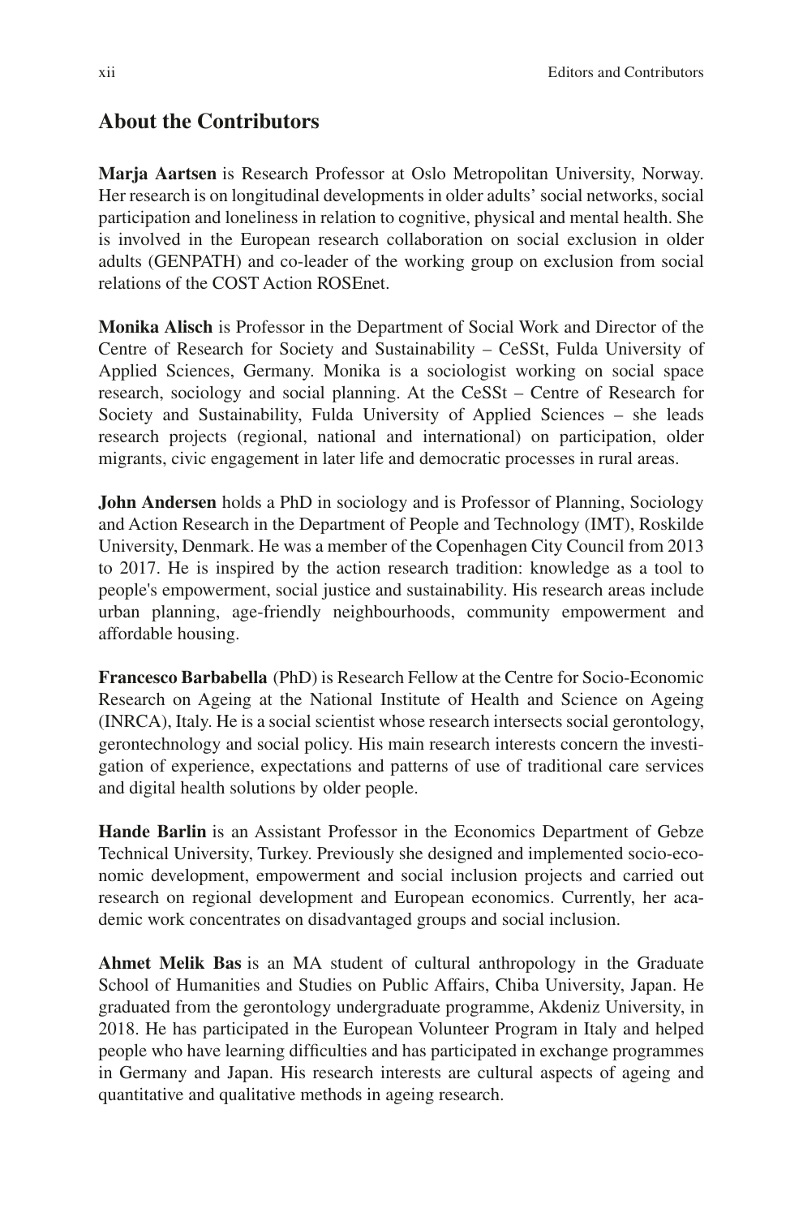## About the Contributors

**Marja Aartsen** is Research Professor at Oslo Metropolitan University, Norway. Her research is on longitudinal developments in older adults' social networks, social participation and loneliness in relation to cognitive, physical and mental health. She is involved in the European research collaboration on social exclusion in older adults (GENPATH) and co-leader of the working group on exclusion from social relations of the COST Action ROSEnet.

**Monika Alisch** is Professor in the Department of Social Work and Director of the Centre of Research for Society and Sustainability – CeSSt, Fulda University of Applied Sciences, Germany. Monika is a sociologist working on social space research, sociology and social planning. At the CeSSt – Centre of Research for Society and Sustainability, Fulda University of Applied Sciences – she leads research projects (regional, national and international) on participation, older migrants, civic engagement in later life and democratic processes in rural areas.

**John Andersen** holds a PhD in sociology and is Professor of Planning, Sociology and Action Research in the Department of People and Technology (IMT), Roskilde University, Denmark. He was a member of the Copenhagen City Council from 2013 to 2017. He is inspired by the action research tradition: knowledge as a tool to people's empowerment, social justice and sustainability. His research areas include urban planning, age-friendly neighbourhoods, community empowerment and affordable housing.

**Francesco Barbabella** (PhD) is Research Fellow at the Centre for Socio-Economic Research on Ageing at the National Institute of Health and Science on Ageing (INRCA), Italy. He is a social scientist whose research intersects social gerontology, gerontechnology and social policy. His main research interests concern the investigation of experience, expectations and patterns of use of traditional care services and digital health solutions by older people.

**Hande Barlin** is an Assistant Professor in the Economics Department of Gebze Technical University, Turkey. Previously she designed and implemented socio-economic development, empowerment and social inclusion projects and carried out research on regional development and European economics. Currently, her academic work concentrates on disadvantaged groups and social inclusion.

**Ahmet Melik Bas** is an MA student of cultural anthropology in the Graduate School of Humanities and Studies on Public Affairs, Chiba University, Japan. He graduated from the gerontology undergraduate programme, Akdeniz University, in 2018. He has participated in the European Volunteer Program in Italy and helped people who have learning difficulties and has participated in exchange programmes in Germany and Japan. His research interests are cultural aspects of ageing and quantitative and qualitative methods in ageing research.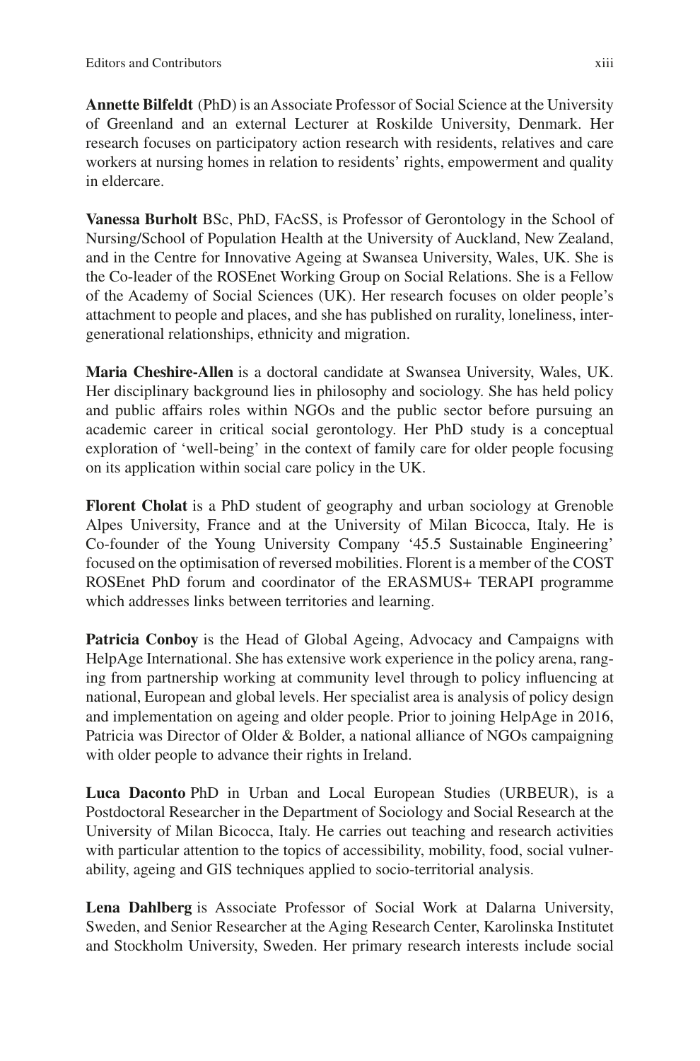**Annette Bilfeldt** (PhD) is an Associate Professor of Social Science at the University of Greenland and an external Lecturer at Roskilde University, Denmark. Her research focuses on participatory action research with residents, relatives and care workers at nursing homes in relation to residents' rights, empowerment and quality in eldercare.

**Vanessa Burholt** BSc, PhD, FAcSS, is Professor of Gerontology in the School of Nursing/School of Population Health at the University of Auckland, New Zealand, and in the Centre for Innovative Ageing at Swansea University, Wales, UK. She is the Co-leader of the ROSEnet Working Group on Social Relations. She is a Fellow of the Academy of Social Sciences (UK). Her research focuses on older people's attachment to people and places, and she has published on rurality, loneliness, intergenerational relationships, ethnicity and migration.

**Maria Cheshire-Allen** is a doctoral candidate at Swansea University, Wales, UK. Her disciplinary background lies in philosophy and sociology. She has held policy and public affairs roles within NGOs and the public sector before pursuing an academic career in critical social gerontology. Her PhD study is a conceptual exploration of 'well-being' in the context of family care for older people focusing on its application within social care policy in the UK.

**Florent Cholat** is a PhD student of geography and urban sociology at Grenoble Alpes University, France and at the University of Milan Bicocca, Italy. He is Co-founder of the Young University Company '45.5 Sustainable Engineering' focused on the optimisation of reversed mobilities. Florent is a member of the COST ROSEnet PhD forum and coordinator of the ERASMUS+ TERAPI programme which addresses links between territories and learning.

**Patricia Conboy** is the Head of Global Ageing, Advocacy and Campaigns with HelpAge International. She has extensive work experience in the policy arena, ranging from partnership working at community level through to policy influencing at national, European and global levels. Her specialist area is analysis of policy design and implementation on ageing and older people. Prior to joining HelpAge in 2016, Patricia was Director of Older & Bolder, a national alliance of NGOs campaigning with older people to advance their rights in Ireland.

**Luca Daconto** PhD in Urban and Local European Studies (URBEUR), is a Postdoctoral Researcher in the Department of Sociology and Social Research at the University of Milan Bicocca, Italy. He carries out teaching and research activities with particular attention to the topics of accessibility, mobility, food, social vulnerability, ageing and GIS techniques applied to socio-territorial analysis.

**Lena Dahlberg** is Associate Professor of Social Work at Dalarna University, Sweden, and Senior Researcher at the Aging Research Center, Karolinska Institutet and Stockholm University, Sweden. Her primary research interests include social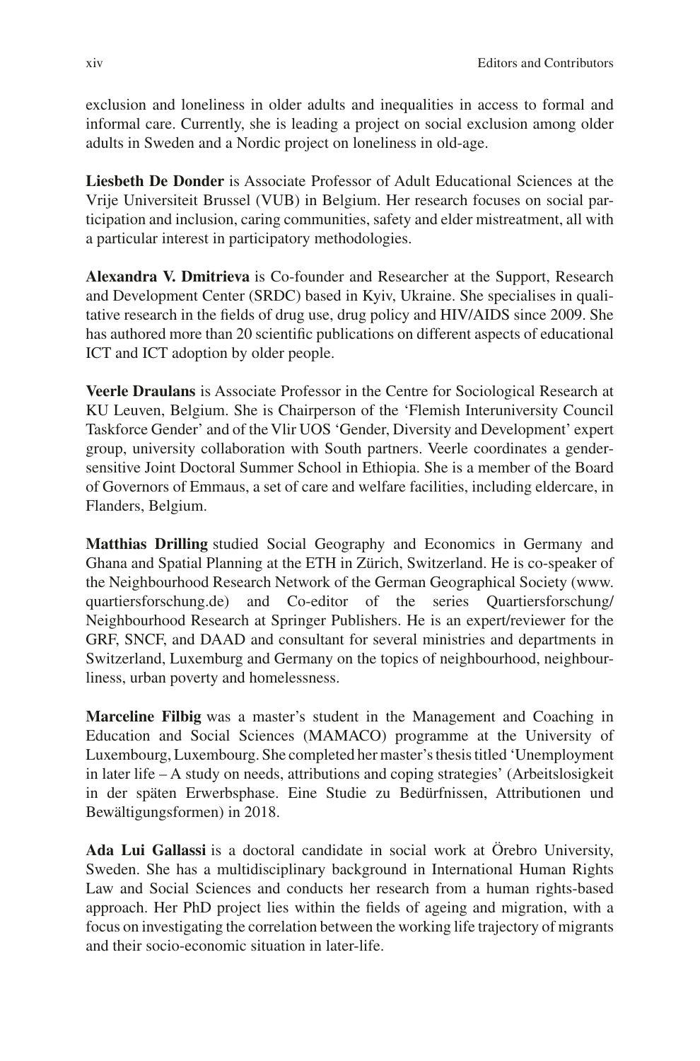exclusion and loneliness in older adults and inequalities in access to formal and informal care. Currently, she is leading a project on social exclusion among older adults in Sweden and a Nordic project on loneliness in old-age.

**Liesbeth De Donder** is Associate Professor of Adult Educational Sciences at the Vrije Universiteit Brussel (VUB) in Belgium. Her research focuses on social participation and inclusion, caring communities, safety and elder mistreatment, all with a particular interest in participatory methodologies.

**Alexandra V. Dmitrieva** is Co-founder and Researcher at the Support, Research and Development Center (SRDC) based in Kyiv, Ukraine. She specialises in qualitative research in the fields of drug use, drug policy and HIV/AIDS since 2009. She has authored more than 20 scientific publications on different aspects of educational ICT and ICT adoption by older people.

**Veerle Draulans** is Associate Professor in the Centre for Sociological Research at KU Leuven, Belgium. She is Chairperson of the 'Flemish Interuniversity Council Taskforce Gender' and of the Vlir UOS 'Gender, Diversity and Development' expert group, university collaboration with South partners. Veerle coordinates a gender-sensitive Joint Doctoral Summer School in Ethiopia. She is a member of the Board of Governors of Emmaus, a set of care and welfare facilities, including eldercare, in Flanders, Belgium.

**Matthias Drilling** studied Social Geography and Economics in Germany and Ghana and Spatial Planning at the ETH in Zürich, Switzerland. He is co-speaker of the Neighbourhood Research Network of the German Geographical Society (www.quartiersforschung.de) and Co-editor of the series Quartiersforschung/Neighbourhood Research at Springer Publishers. He is an expert/reviewer for the GRF, SNCF, and DAAD and consultant for several ministries and departments in Switzerland, Luxemburg and Germany on the topics of neighbourhood, neighbourliness, urban poverty and homelessness.

**Marceline Filbig** was a master's student in the Management and Coaching in Education and Social Sciences (MAMACO) programme at the University of Luxembourg, Luxembourg. She completed her master's thesis titled 'Unemployment in later life – A study on needs, attributions and coping strategies' (Arbeitslosigkeit in der späten Erwerbsphase. Eine Studie zu Bedürfnissen, Attributionen und Bewältigungsformen) in 2018.

**Ada Lui Gallassi** is a doctoral candidate in social work at Örebro University, Sweden. She has a multidisciplinary background in International Human Rights Law and Social Sciences and conducts her research from a human rights-based approach. Her PhD project lies within the fields of ageing and migration, with a focus on investigating the correlation between the working life trajectory of migrants and their socio-economic situation in later-life.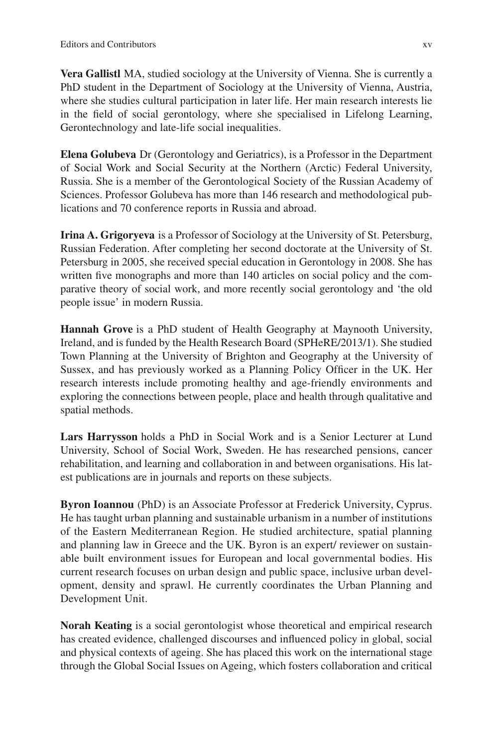**Vera Gallistl** MA, studied sociology at the University of Vienna. She is currently a PhD student in the Department of Sociology at the University of Vienna, Austria, where she studies cultural participation in later life. Her main research interests lie in the field of social gerontology, where she specialised in Lifelong Learning, Gerontechnology and late-life social inequalities.

**Elena Golubeva** Dr (Gerontology and Geriatrics), is a Professor in the Department of Social Work and Social Security at the Northern (Arctic) Federal University, Russia. She is a member of the Gerontological Society of the Russian Academy of Sciences. Professor Golubeva has more than 146 research and methodological publications and 70 conference reports in Russia and abroad.

**Irina A. Grigoryeva** is a Professor of Sociology at the University of St. Petersburg, Russian Federation. After completing her second doctorate at the University of St. Petersburg in 2005, she received special education in Gerontology in 2008. She has written five monographs and more than 140 articles on social policy and the comparative theory of social work, and more recently social gerontology and 'the old people issue' in modern Russia.

**Hannah Grove** is a PhD student of Health Geography at Maynooth University, Ireland, and is funded by the Health Research Board (SPHeRE/2013/1). She studied Town Planning at the University of Brighton and Geography at the University of Sussex, and has previously worked as a Planning Policy Officer in the UK. Her research interests include promoting healthy and age-friendly environments and exploring the connections between people, place and health through qualitative and spatial methods.

**Lars Harrysson** holds a PhD in Social Work and is a Senior Lecturer at Lund University, School of Social Work, Sweden. He has researched pensions, cancer rehabilitation, and learning and collaboration in and between organisations. His latest publications are in journals and reports on these subjects.

**Byron Ioannou** (PhD) is an Associate Professor at Frederick University, Cyprus. He has taught urban planning and sustainable urbanism in a number of institutions of the Eastern Mediterranean Region. He studied architecture, spatial planning and planning law in Greece and the UK. Byron is an expert/ reviewer on sustainable built environment issues for European and local governmental bodies. His current research focuses on urban design and public space, inclusive urban development, density and sprawl. He currently coordinates the Urban Planning and Development Unit.

**Norah Keating** is a social gerontologist whose theoretical and empirical research has created evidence, challenged discourses and influenced policy in global, social and physical contexts of ageing. She has placed this work on the international stage through the Global Social Issues on Ageing, which fosters collaboration and critical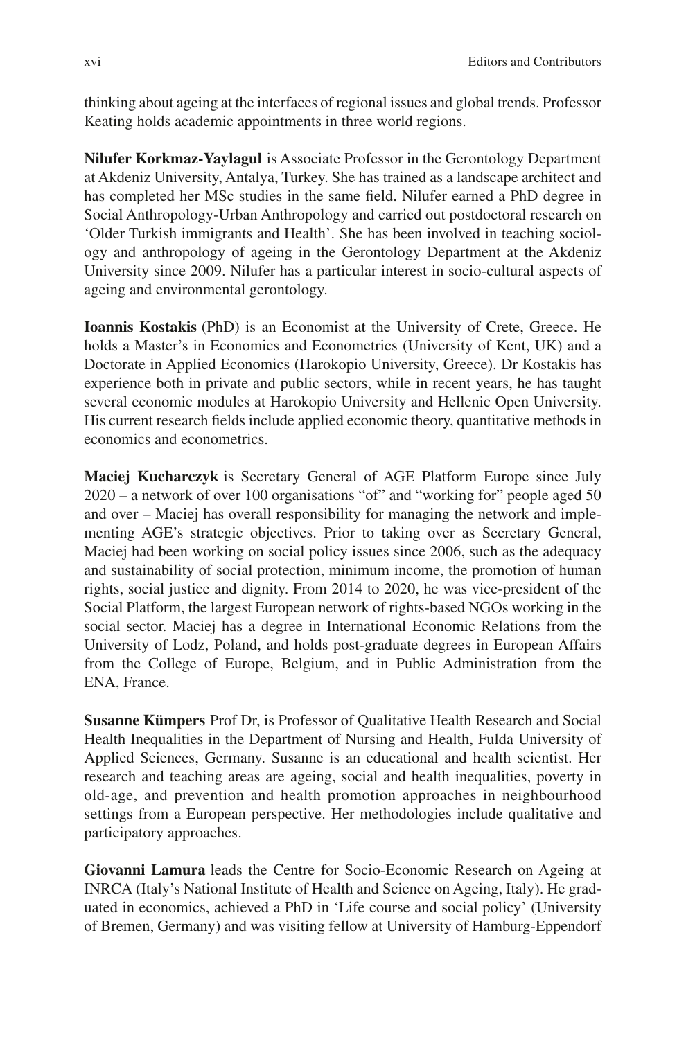thinking about ageing at the interfaces of regional issues and global trends. Professor Keating holds academic appointments in three world regions.

**Nilufer Korkmaz-Yaylagul** is Associate Professor in the Gerontology Department at Akdeniz University, Antalya, Turkey. She has trained as a landscape architect and has completed her MSc studies in the same field. Nilufer earned a PhD degree in Social Anthropology-Urban Anthropology and carried out postdoctoral research on 'Older Turkish immigrants and Health'. She has been involved in teaching sociology and anthropology of ageing in the Gerontology Department at the Akdeniz University since 2009. Nilufer has a particular interest in socio-cultural aspects of ageing and environmental gerontology.

**Ioannis Kostakis** (PhD) is an Economist at the University of Crete, Greece. He holds a Master's in Economics and Econometrics (University of Kent, UK) and a Doctorate in Applied Economics (Harokopio University, Greece). Dr Kostakis has experience both in private and public sectors, while in recent years, he has taught several economic modules at Harokopio University and Hellenic Open University. His current research fields include applied economic theory, quantitative methods in economics and econometrics.

**Maciej Kucharczyk** is Secretary General of AGE Platform Europe since July 2020 – a network of over 100 organisations "of" and "working for" people aged 50 and over – Maciej has overall responsibility for managing the network and implementing AGE's strategic objectives. Prior to taking over as Secretary General, Maciej had been working on social policy issues since 2006, such as the adequacy and sustainability of social protection, minimum income, the promotion of human rights, social justice and dignity. From 2014 to 2020, he was vice-president of the Social Platform, the largest European network of rights-based NGOs working in the social sector. Maciej has a degree in International Economic Relations from the University of Lodz, Poland, and holds post-graduate degrees in European Affairs from the College of Europe, Belgium, and in Public Administration from the ENA, France.

**Susanne Kümpers** Prof Dr, is Professor of Qualitative Health Research and Social Health Inequalities in the Department of Nursing and Health, Fulda University of Applied Sciences, Germany. Susanne is an educational and health scientist. Her research and teaching areas are ageing, social and health inequalities, poverty in old-age, and prevention and health promotion approaches in neighbourhood settings from a European perspective. Her methodologies include qualitative and participatory approaches.

**Giovanni Lamura** leads the Centre for Socio-Economic Research on Ageing at INRCA (Italy's National Institute of Health and Science on Ageing, Italy). He graduated in economics, achieved a PhD in 'Life course and social policy' (University of Bremen, Germany) and was visiting fellow at University of Hamburg-Eppendorf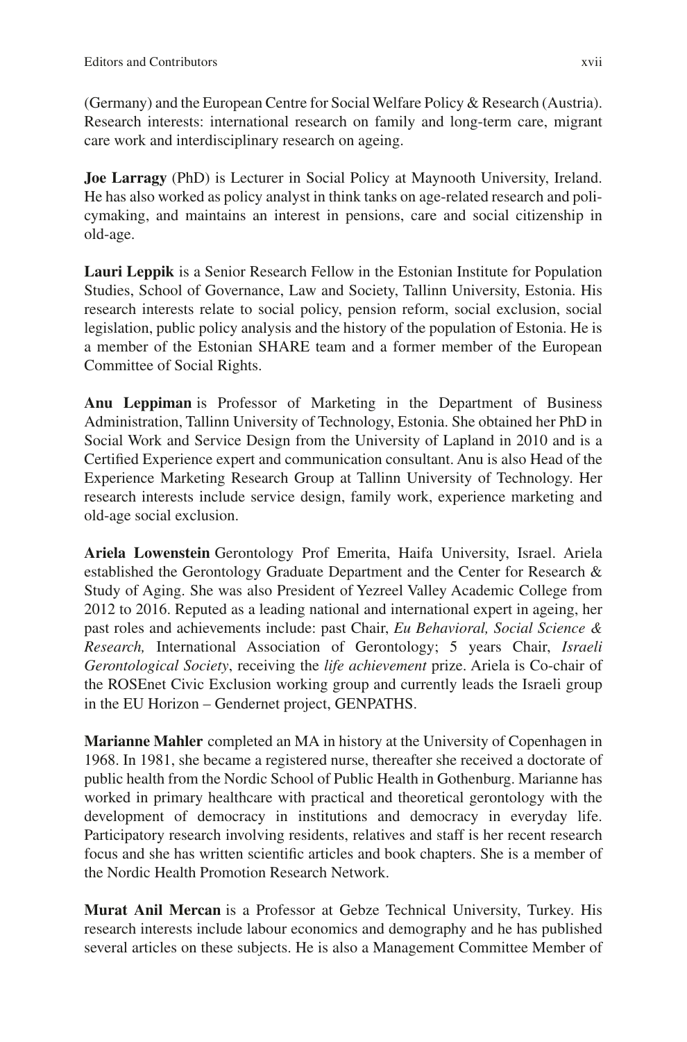(Germany) and the European Centre for Social Welfare Policy & Research (Austria). Research interests: international research on family and long-term care, migrant care work and interdisciplinary research on ageing.

**Joe Larragy** (PhD) is Lecturer in Social Policy at Maynooth University, Ireland. He has also worked as policy analyst in think tanks on age-related research and policymaking, and maintains an interest in pensions, care and social citizenship in old-age.

**Lauri Leppik** is a Senior Research Fellow in the Estonian Institute for Population Studies, School of Governance, Law and Society, Tallinn University, Estonia. His research interests relate to social policy, pension reform, social exclusion, social legislation, public policy analysis and the history of the population of Estonia. He is a member of the Estonian SHARE team and a former member of the European Committee of Social Rights.

**Anu Leppiman** is Professor of Marketing in the Department of Business Administration, Tallinn University of Technology, Estonia. She obtained her PhD in Social Work and Service Design from the University of Lapland in 2010 and is a Certified Experience expert and communication consultant. Anu is also Head of the Experience Marketing Research Group at Tallinn University of Technology. Her research interests include service design, family work, experience marketing and old-age social exclusion.

**Ariela Lowenstein** Gerontology Prof Emerita, Haifa University, Israel. Ariela established the Gerontology Graduate Department and the Center for Research & Study of Aging. She was also President of Yezreel Valley Academic College from 2012 to 2016. Reputed as a leading national and international expert in ageing, her past roles and achievements include: past Chair, *Eu Behavioral, Social Science & Research,* International Association of Gerontology; 5 years Chair, *Israeli Gerontological Society*, receiving the *life achievement* prize. Ariela is Co-chair of the ROSEnet Civic Exclusion working group and currently leads the Israeli group in the EU Horizon – Gendernet project, GENPATHS.

**Marianne Mahler** completed an MA in history at the University of Copenhagen in 1968. In 1981, she became a registered nurse, thereafter she received a doctorate of public health from the Nordic School of Public Health in Gothenburg. Marianne has worked in primary healthcare with practical and theoretical gerontology with the development of democracy in institutions and democracy in everyday life. Participatory research involving residents, relatives and staff is her recent research focus and she has written scientific articles and book chapters. She is a member of the Nordic Health Promotion Research Network.

**Murat Anil Mercan** is a Professor at Gebze Technical University, Turkey. His research interests include labour economics and demography and he has published several articles on these subjects. He is also a Management Committee Member of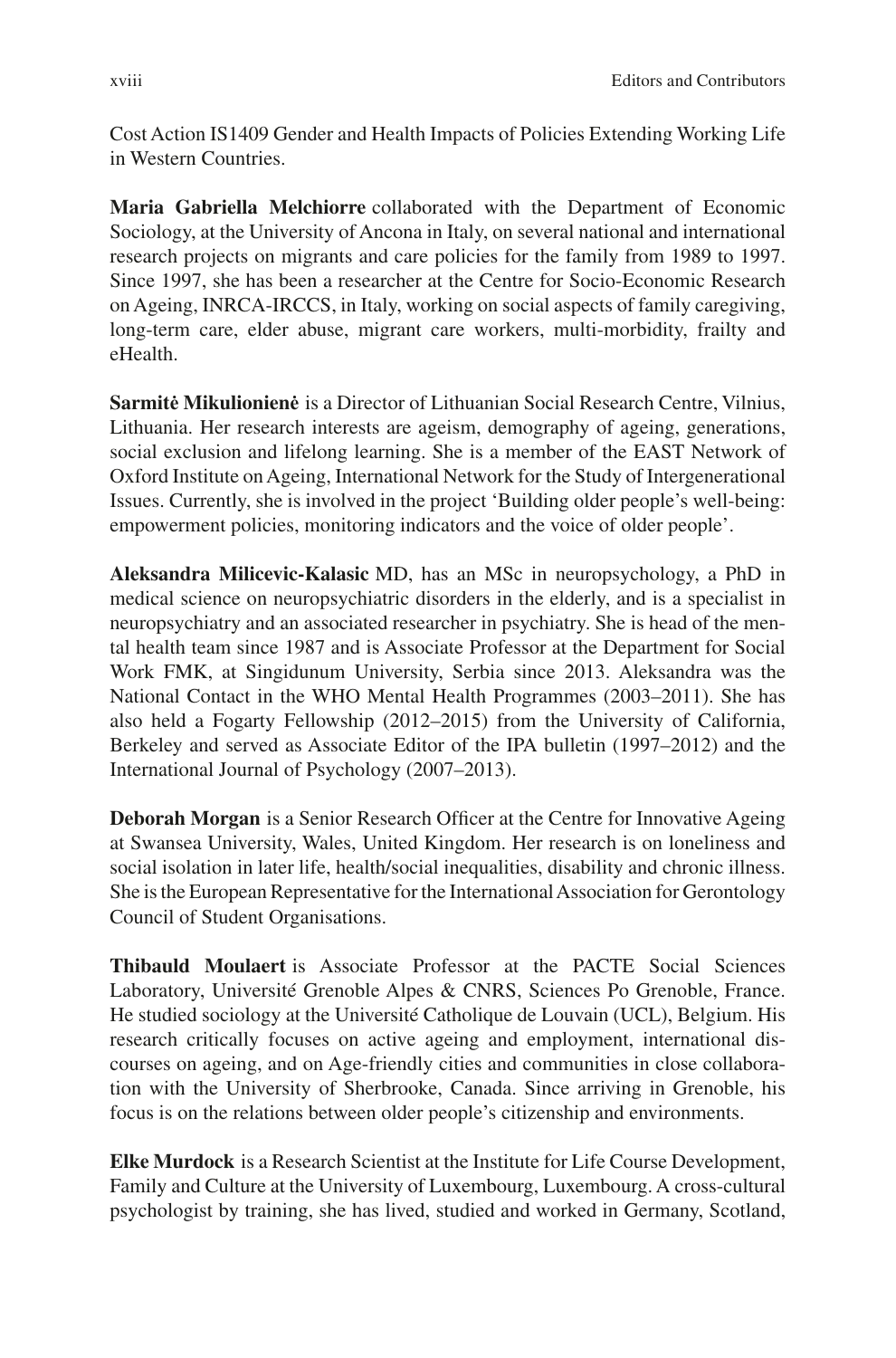Cost Action IS1409 Gender and Health Impacts of Policies Extending Working Life in Western Countries.

**Maria Gabriella Melchiorre** collaborated with the Department of Economic Sociology, at the University of Ancona in Italy, on several national and international research projects on migrants and care policies for the family from 1989 to 1997. Since 1997, she has been a researcher at the Centre for Socio-Economic Research on Ageing, INRCA-IRCCS, in Italy, working on social aspects of family caregiving, long-term care, elder abuse, migrant care workers, multi-morbidity, frailty and eHealth.

**Sarmitė Mikulionienė** is a Director of Lithuanian Social Research Centre, Vilnius, Lithuania. Her research interests are ageism, demography of ageing, generations, social exclusion and lifelong learning. She is a member of the EAST Network of Oxford Institute on Ageing, International Network for the Study of Intergenerational Issues. Currently, she is involved in the project 'Building older people's well-being: empowerment policies, monitoring indicators and the voice of older people'.

**Aleksandra Milicevic-Kalasic** MD, has an MSc in neuropsychology, a PhD in medical science on neuropsychiatric disorders in the elderly, and is a specialist in neuropsychiatry and an associated researcher in psychiatry. She is head of the mental health team since 1987 and is Associate Professor at the Department for Social Work FMK, at Singidunum University, Serbia since 2013. Aleksandra was the National Contact in the WHO Mental Health Programmes (2003–2011). She has also held a Fogarty Fellowship (2012–2015) from the University of California, Berkeley and served as Associate Editor of the IPA bulletin (1997–2012) and the International Journal of Psychology (2007–2013).

**Deborah Morgan** is a Senior Research Officer at the Centre for Innovative Ageing at Swansea University, Wales, United Kingdom. Her research is on loneliness and social isolation in later life, health/social inequalities, disability and chronic illness. She is the European Representative for the International Association for Gerontology Council of Student Organisations.

**Thibauld Moulaert** is Associate Professor at the PACTE Social Sciences Laboratory, Université Grenoble Alpes & CNRS, Sciences Po Grenoble, France. He studied sociology at the Université Catholique de Louvain (UCL), Belgium. His research critically focuses on active ageing and employment, international discourses on ageing, and on Age-friendly cities and communities in close collaboration with the University of Sherbrooke, Canada. Since arriving in Grenoble, his focus is on the relations between older people's citizenship and environments.

**Elke Murdock** is a Research Scientist at the Institute for Life Course Development, Family and Culture at the University of Luxembourg, Luxembourg. A cross-cultural psychologist by training, she has lived, studied and worked in Germany, Scotland,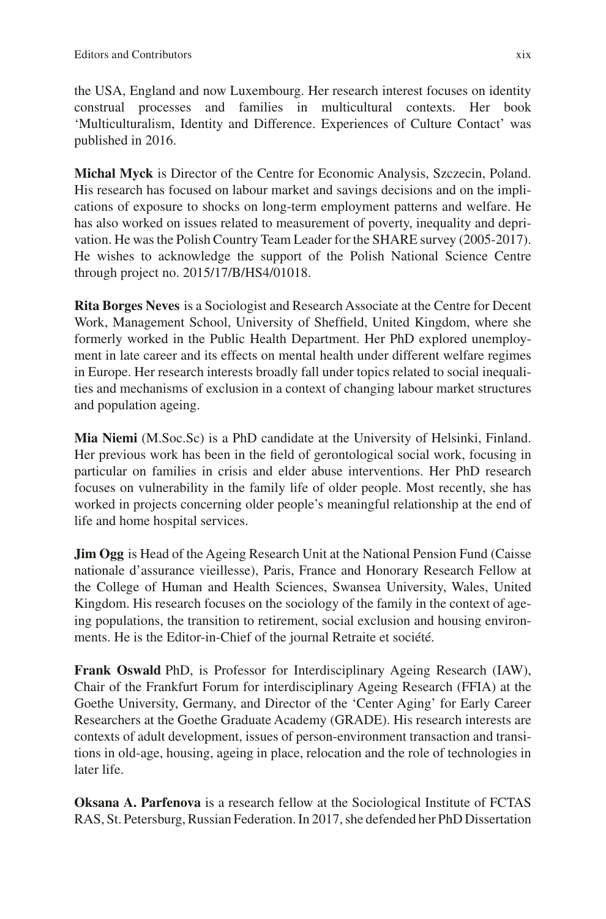the USA, England and now Luxembourg. Her research interest focuses on identity construal processes and families in multicultural contexts. Her book 'Multiculturalism, Identity and Difference. Experiences of Culture Contact' was published in 2016.

**Michal Myck** is Director of the Centre for Economic Analysis, Szczecin, Poland. His research has focused on labour market and savings decisions and on the implications of exposure to shocks on long-term employment patterns and welfare. He has also worked on issues related to measurement of poverty, inequality and deprivation. He was the Polish Country Team Leader for the SHARE survey (2005-2017). He wishes to acknowledge the support of the Polish National Science Centre through project no. 2015/17/B/HS4/01018.

**Rita Borges Neves** is a Sociologist and Research Associate at the Centre for Decent Work, Management School, University of Sheffield, United Kingdom, where she formerly worked in the Public Health Department. Her PhD explored unemployment in late career and its effects on mental health under different welfare regimes in Europe. Her research interests broadly fall under topics related to social inequalities and mechanisms of exclusion in a context of changing labour market structures and population ageing.

**Mia Niemi** (M.Soc.Sc) is a PhD candidate at the University of Helsinki, Finland. Her previous work has been in the field of gerontological social work, focusing in particular on families in crisis and elder abuse interventions. Her PhD research focuses on vulnerability in the family life of older people. Most recently, she has worked in projects concerning older people's meaningful relationship at the end of life and home hospital services.

**Jim Ogg** is Head of the Ageing Research Unit at the National Pension Fund (Caisse nationale d'assurance vieillesse), Paris, France and Honorary Research Fellow at the College of Human and Health Sciences, Swansea University, Wales, United Kingdom. His research focuses on the sociology of the family in the context of ageing populations, the transition to retirement, social exclusion and housing environments. He is the Editor-in-Chief of the journal Retraite et société.

**Frank Oswald** PhD, is Professor for Interdisciplinary Ageing Research (IAW), Chair of the Frankfurt Forum for interdisciplinary Ageing Research (FFIA) at the Goethe University, Germany, and Director of the 'Center Aging' for Early Career Researchers at the Goethe Graduate Academy (GRADE). His research interests are contexts of adult development, issues of person-environment transaction and transitions in old-age, housing, ageing in place, relocation and the role of technologies in later life.

**Oksana A. Parfenova** is a research fellow at the Sociological Institute of FCTAS RAS, St. Petersburg, Russian Federation. In 2017, she defended her PhD Dissertation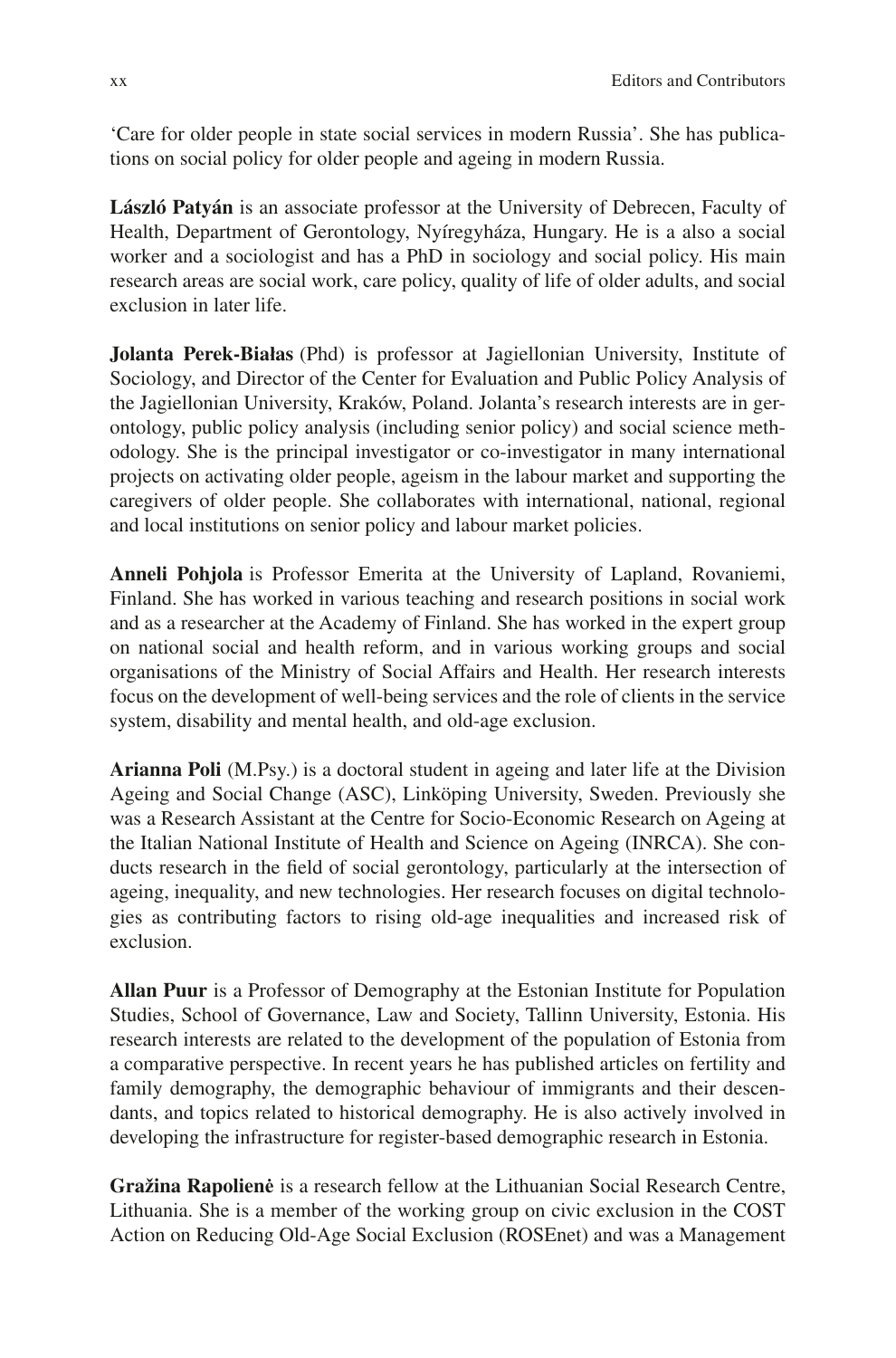'Care for older people in state social services in modern Russia'. She has publications on social policy for older people and ageing in modern Russia.

**László Patyán** is an associate professor at the University of Debrecen, Faculty of Health, Department of Gerontology, Nyíregyháza, Hungary. He is a also a social worker and a sociologist and has a PhD in sociology and social policy. His main research areas are social work, care policy, quality of life of older adults, and social exclusion in later life.

**Jolanta Perek-Białas** (Phd) is professor at Jagiellonian University, Institute of Sociology, and Director of the Center for Evaluation and Public Policy Analysis of the Jagiellonian University, Kraków, Poland. Jolanta's research interests are in gerontology, public policy analysis (including senior policy) and social science methodology. She is the principal investigator or co-investigator in many international projects on activating older people, ageism in the labour market and supporting the caregivers of older people. She collaborates with international, national, regional and local institutions on senior policy and labour market policies.

**Anneli Pohjola** is Professor Emerita at the University of Lapland, Rovaniemi, Finland. She has worked in various teaching and research positions in social work and as a researcher at the Academy of Finland. She has worked in the expert group on national social and health reform, and in various working groups and social organisations of the Ministry of Social Affairs and Health. Her research interests focus on the development of well-being services and the role of clients in the service system, disability and mental health, and old-age exclusion.

**Arianna Poli** (M.Psy.) is a doctoral student in ageing and later life at the Division Ageing and Social Change (ASC), Linköping University, Sweden. Previously she was a Research Assistant at the Centre for Socio-Economic Research on Ageing at the Italian National Institute of Health and Science on Ageing (INRCA). She conducts research in the field of social gerontology, particularly at the intersection of ageing, inequality, and new technologies. Her research focuses on digital technologies as contributing factors to rising old-age inequalities and increased risk of exclusion.

**Allan Puur** is a Professor of Demography at the Estonian Institute for Population Studies, School of Governance, Law and Society, Tallinn University, Estonia. His research interests are related to the development of the population of Estonia from a comparative perspective. In recent years he has published articles on fertility and family demography, the demographic behaviour of immigrants and their descendants, and topics related to historical demography. He is also actively involved in developing the infrastructure for register-based demographic research in Estonia.

**Gražina Rapolienė** is a research fellow at the Lithuanian Social Research Centre, Lithuania. She is a member of the working group on civic exclusion in the COST Action on Reducing Old-Age Social Exclusion (ROSEnet) and was a Management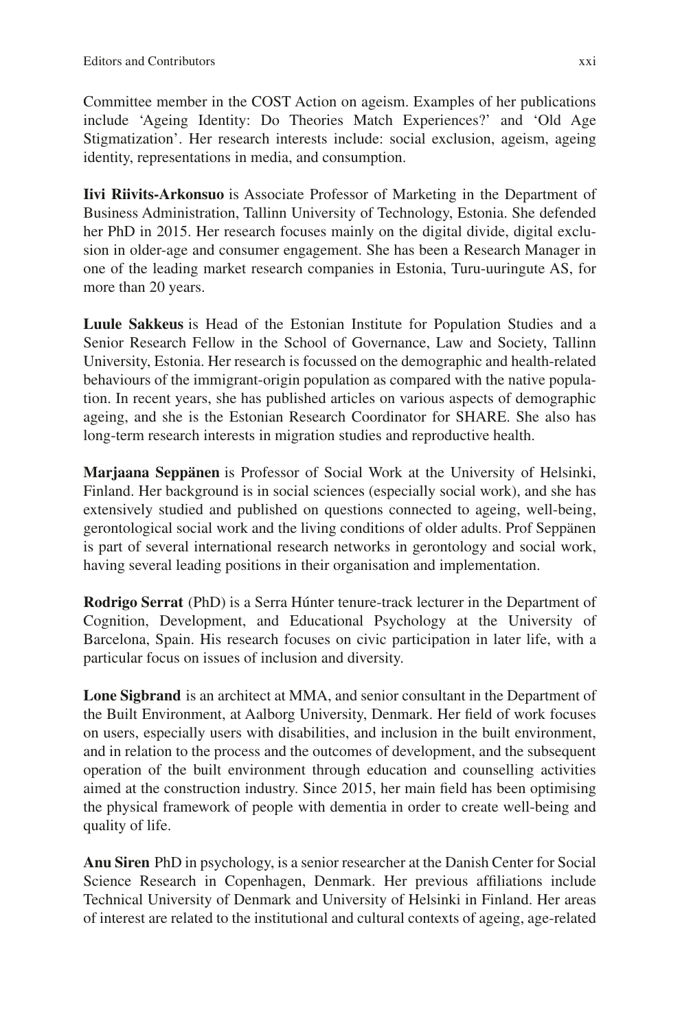Committee member in the COST Action on ageism. Examples of her publications include 'Ageing Identity: Do Theories Match Experiences?' and 'Old Age Stigmatization'. Her research interests include: social exclusion, ageism, ageing identity, representations in media, and consumption.

**Iivi Riivits-Arkonsuo** is Associate Professor of Marketing in the Department of Business Administration, Tallinn University of Technology, Estonia. She defended her PhD in 2015. Her research focuses mainly on the digital divide, digital exclusion in older-age and consumer engagement. She has been a Research Manager in one of the leading market research companies in Estonia, Turu-uuringute AS, for more than 20 years.

**Luule Sakkeus** is Head of the Estonian Institute for Population Studies and a Senior Research Fellow in the School of Governance, Law and Society, Tallinn University, Estonia. Her research is focussed on the demographic and health-related behaviours of the immigrant-origin population as compared with the native population. In recent years, she has published articles on various aspects of demographic ageing, and she is the Estonian Research Coordinator for SHARE. She also has long-term research interests in migration studies and reproductive health.

**Marjaana Seppänen** is Professor of Social Work at the University of Helsinki, Finland. Her background is in social sciences (especially social work), and she has extensively studied and published on questions connected to ageing, well-being, gerontological social work and the living conditions of older adults. Prof Seppänen is part of several international research networks in gerontology and social work, having several leading positions in their organisation and implementation.

**Rodrigo Serrat** (PhD) is a Serra Húnter tenure-track lecturer in the Department of Cognition, Development, and Educational Psychology at the University of Barcelona, Spain. His research focuses on civic participation in later life, with a particular focus on issues of inclusion and diversity.

**Lone Sigbrand** is an architect at MMA, and senior consultant in the Department of the Built Environment, at Aalborg University, Denmark. Her field of work focuses on users, especially users with disabilities, and inclusion in the built environment, and in relation to the process and the outcomes of development, and the subsequent operation of the built environment through education and counselling activities aimed at the construction industry. Since 2015, her main field has been optimising the physical framework of people with dementia in order to create well-being and quality of life.

**Anu Siren** PhD in psychology, is a senior researcher at the Danish Center for Social Science Research in Copenhagen, Denmark. Her previous affiliations include Technical University of Denmark and University of Helsinki in Finland. Her areas of interest are related to the institutional and cultural contexts of ageing, age-related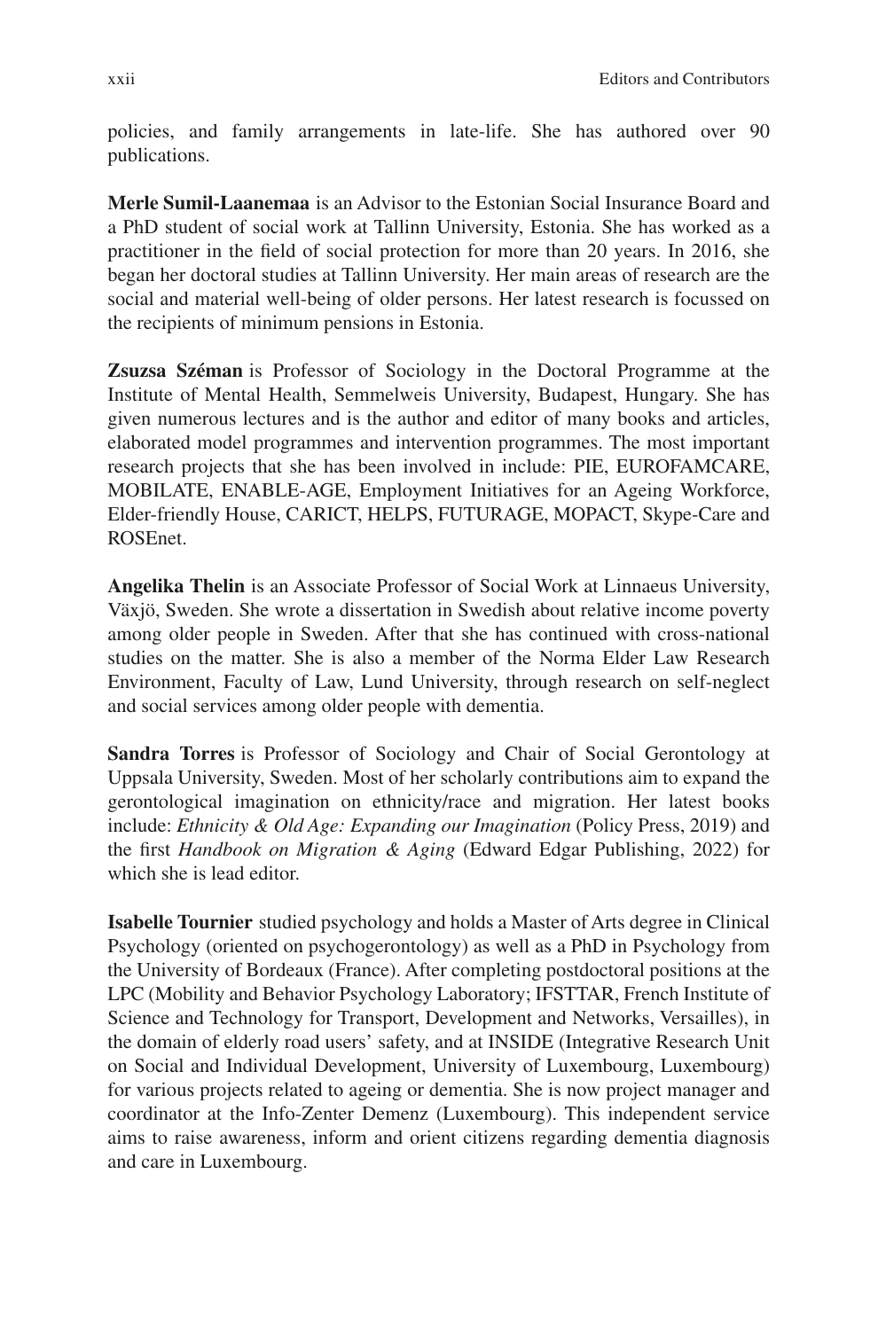policies, and family arrangements in late-life. She has authored over 90 publications.

**Merle Sumil-Laanemaa** is an Advisor to the Estonian Social Insurance Board and a PhD student of social work at Tallinn University, Estonia. She has worked as a practitioner in the field of social protection for more than 20 years. In 2016, she began her doctoral studies at Tallinn University. Her main areas of research are the social and material well-being of older persons. Her latest research is focussed on the recipients of minimum pensions in Estonia.

**Zsuzsa Széman** is Professor of Sociology in the Doctoral Programme at the Institute of Mental Health, Semmelweis University, Budapest, Hungary. She has given numerous lectures and is the author and editor of many books and articles, elaborated model programmes and intervention programmes. The most important research projects that she has been involved in include: PIE, EUROFAMCARE, MOBILATE, ENABLE-AGE, Employment Initiatives for an Ageing Workforce, Elder-friendly House, CARICT, HELPS, FUTURAGE, MOPACT, Skype-Care and ROSEnet.

**Angelika Thelin** is an Associate Professor of Social Work at Linnaeus University, Växjö, Sweden. She wrote a dissertation in Swedish about relative income poverty among older people in Sweden. After that she has continued with cross-national studies on the matter. She is also a member of the Norma Elder Law Research Environment, Faculty of Law, Lund University, through research on self-neglect and social services among older people with dementia.

**Sandra Torres** is Professor of Sociology and Chair of Social Gerontology at Uppsala University, Sweden. Most of her scholarly contributions aim to expand the gerontological imagination on ethnicity/race and migration. Her latest books include: *Ethnicity & Old Age: Expanding our Imagination* (Policy Press, 2019) and the first *Handbook on Migration & Aging* (Edward Edgar Publishing, 2022) for which she is lead editor.

**Isabelle Tournier** studied psychology and holds a Master of Arts degree in Clinical Psychology (oriented on psychogerontology) as well as a PhD in Psychology from the University of Bordeaux (France). After completing postdoctoral positions at the LPC (Mobility and Behavior Psychology Laboratory; IFSTTAR, French Institute of Science and Technology for Transport, Development and Networks, Versailles), in the domain of elderly road users' safety, and at INSIDE (Integrative Research Unit on Social and Individual Development, University of Luxembourg, Luxembourg) for various projects related to ageing or dementia. She is now project manager and coordinator at the Info-Zenter Demenz (Luxembourg). This independent service aims to raise awareness, inform and orient citizens regarding dementia diagnosis and care in Luxembourg.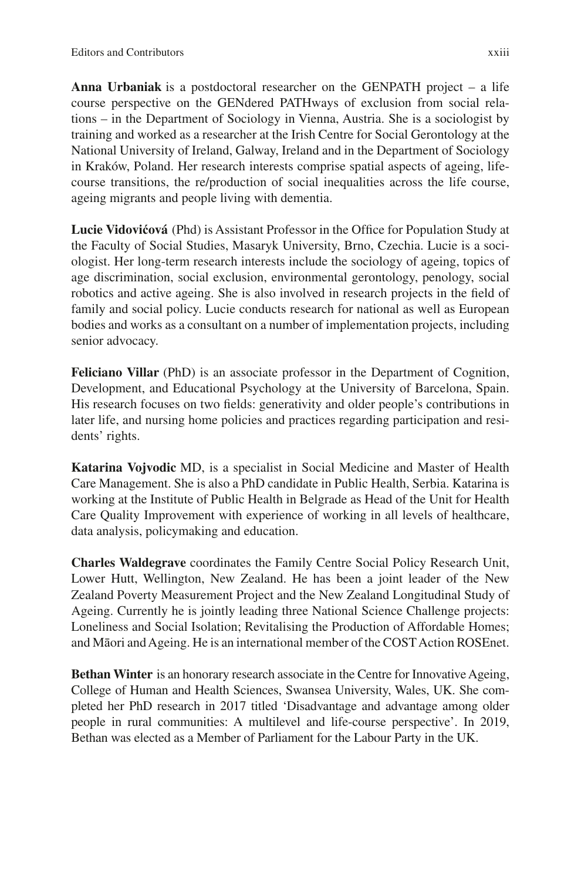**Anna Urbaniak** is a postdoctoral researcher on the GENPATH project – a life course perspective on the GENdered PATHways of exclusion from social relations – in the Department of Sociology in Vienna, Austria. She is a sociologist by training and worked as a researcher at the Irish Centre for Social Gerontology at the National University of Ireland, Galway, Ireland and in the Department of Sociology in Kraków, Poland. Her research interests comprise spatial aspects of ageing, life-course transitions, the re/production of social inequalities across the life course, ageing migrants and people living with dementia.

**Lucie Vidovićová** (Phd) is Assistant Professor in the Office for Population Study at the Faculty of Social Studies, Masaryk University, Brno, Czechia. Lucie is a sociologist. Her long-term research interests include the sociology of ageing, topics of age discrimination, social exclusion, environmental gerontology, penology, social robotics and active ageing. She is also involved in research projects in the field of family and social policy. Lucie conducts research for national as well as European bodies and works as a consultant on a number of implementation projects, including senior advocacy.

**Feliciano Villar** (PhD) is an associate professor in the Department of Cognition, Development, and Educational Psychology at the University of Barcelona, Spain. His research focuses on two fields: generativity and older people's contributions in later life, and nursing home policies and practices regarding participation and residents' rights.

**Katarina Vojvodic** MD, is a specialist in Social Medicine and Master of Health Care Management. She is also a PhD candidate in Public Health, Serbia. Katarina is working at the Institute of Public Health in Belgrade as Head of the Unit for Health Care Quality Improvement with experience of working in all levels of healthcare, data analysis, policymaking and education.

**Charles Waldegrave** coordinates the Family Centre Social Policy Research Unit, Lower Hutt, Wellington, New Zealand. He has been a joint leader of the New Zealand Poverty Measurement Project and the New Zealand Longitudinal Study of Ageing. Currently he is jointly leading three National Science Challenge projects: Loneliness and Social Isolation; Revitalising the Production of Affordable Homes; and Māori and Ageing. He is an international member of the COST Action ROSEnet.

**Bethan Winter** is an honorary research associate in the Centre for Innovative Ageing, College of Human and Health Sciences, Swansea University, Wales, UK. She completed her PhD research in 2017 titled 'Disadvantage and advantage among older people in rural communities: A multilevel and life-course perspective'. In 2019, Bethan was elected as a Member of Parliament for the Labour Party in the UK.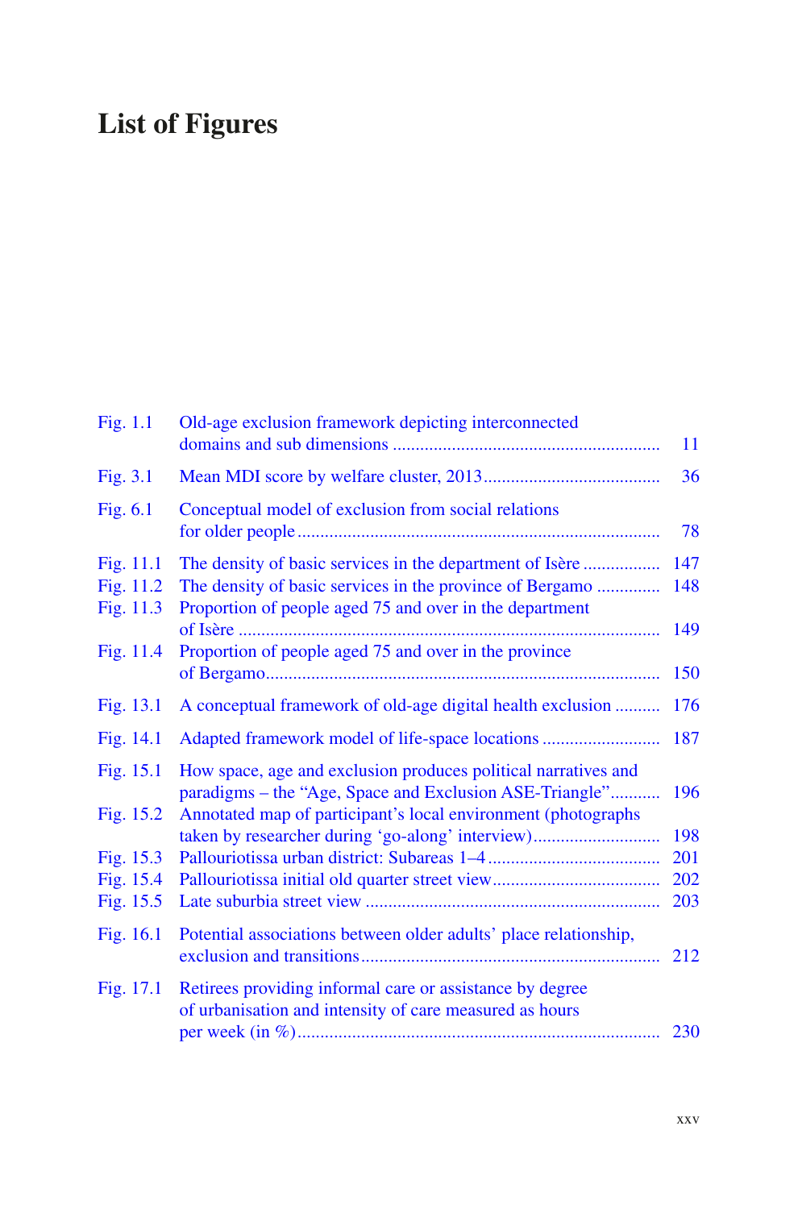# List of Figures

| | | |
|---|---|---|
| Fig. 1.1 | Old-age exclusion framework depicting interconnected domains and sub dimensions | 11 |
| Fig. 3.1 | Mean MDI score by welfare cluster, 2013 | 36 |
| Fig. 6.1 | Conceptual model of exclusion from social relations for older people | 78 |
| Fig. 11.1 | The density of basic services in the department of Isère | 147 |
| Fig. 11.2 | The density of basic services in the province of Bergamo | 148 |
| Fig. 11.3 | Proportion of people aged 75 and over in the department of Isère | 149 |
| Fig. 11.4 | Proportion of people aged 75 and over in the province of Bergamo | 150 |
| Fig. 13.1 | A conceptual framework of old-age digital health exclusion | 176 |
| Fig. 14.1 | Adapted framework model of life-space locations | 187 |
| Fig. 15.1 | How space, age and exclusion produces political narratives and paradigms – the “Age, Space and Exclusion ASE-Triangle” | 196 |
| Fig. 15.2 | Annotated map of participant’s local environment (photographs taken by researcher during ‘go-along’ interview) | 198 |
| Fig. 15.3 | Pallouriotissa urban district: Subareas 1–4 | 201 |
| Fig. 15.4 | Pallouriotissa initial old quarter street view | 202 |
| Fig. 15.5 | Late suburbia street view | 203 |
| Fig. 16.1 | Potential associations between older adults’ place relationship, exclusion and transitions | 212 |
| Fig. 17.1 | Retirees providing informal care or assistance by degree of urbanisation and intensity of care measured as hours per week (in %) | 230 |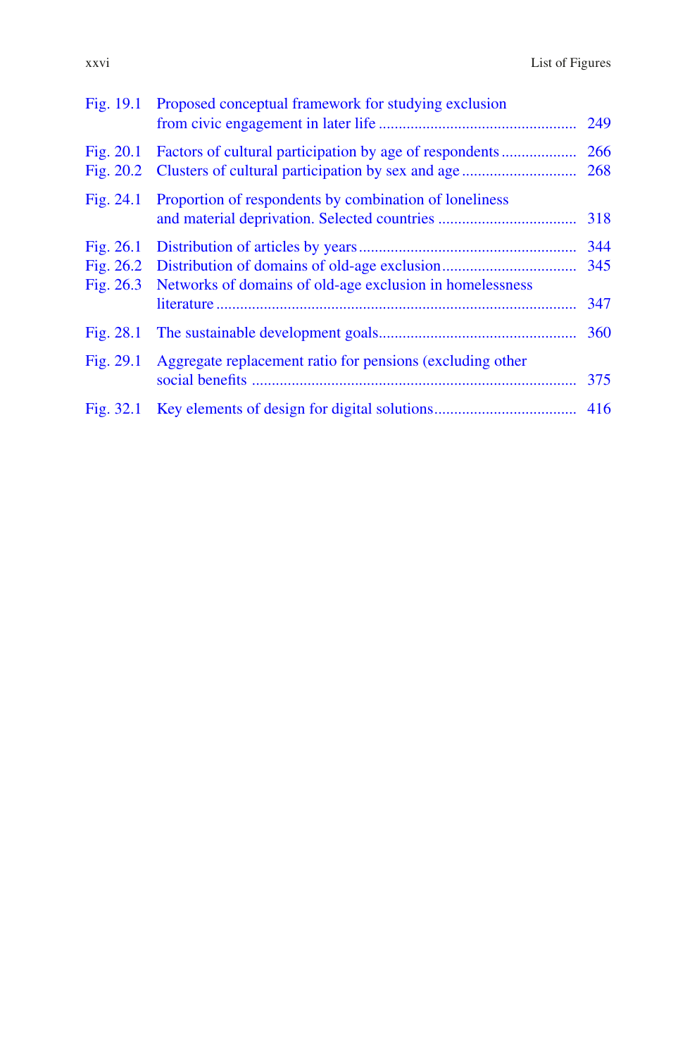| | | |
|---|---|---|
| Fig. 19.1 | Proposed conceptual framework for studying exclusion from civic engagement in later life | 249 |
| Fig. 20.1 | Factors of cultural participation by age of respondents | 266 |
| Fig. 20.2 | Clusters of cultural participation by sex and age | 268 |
| Fig. 24.1 | Proportion of respondents by combination of loneliness and material deprivation. Selected countries | 318 |
| Fig. 26.1 | Distribution of articles by years | 344 |
| Fig. 26.2 | Distribution of domains of old-age exclusion | 345 |
| Fig. 26.3 | Networks of domains of old-age exclusion in homelessness literature | 347 |
| Fig. 28.1 | The sustainable development goals | 360 |
| Fig. 29.1 | Aggregate replacement ratio for pensions (excluding other social benefits | 375 |
| Fig. 32.1 | Key elements of design for digital solutions | 416 |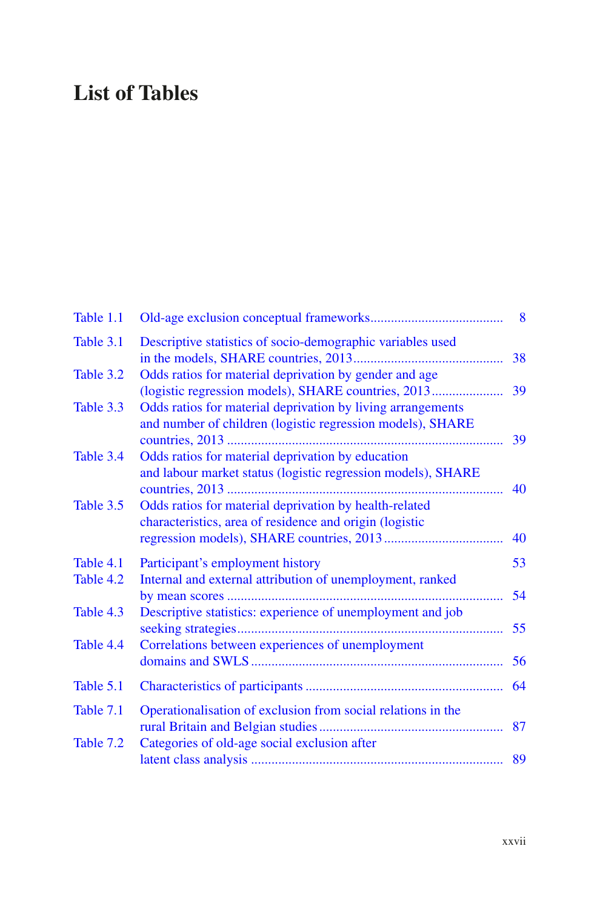# List of Tables

| | | |
|---|---|---|
| Table 1.1 | Old-age exclusion conceptual frameworks | 8 |
| Table 3.1 | Descriptive statistics of socio-demographic variables used in the models, SHARE countries, 2013 | 38 |
| Table 3.2 | Odds ratios for material deprivation by gender and age (logistic regression models), SHARE countries, 2013 | 39 |
| Table 3.3 | Odds ratios for material deprivation by living arrangements and number of children (logistic regression models), SHARE countries, 2013 | 39 |
| Table 3.4 | Odds ratios for material deprivation by education and labour market status (logistic regression models), SHARE countries, 2013 | 40 |
| Table 3.5 | Odds ratios for material deprivation by health-related characteristics, area of residence and origin (logistic regression models), SHARE countries, 2013 | 40 |
| Table 4.1 | Participant's employment history | 53 |
| Table 4.2 | Internal and external attribution of unemployment, ranked by mean scores | 54 |
| Table 4.3 | Descriptive statistics: experience of unemployment and job seeking strategies | 55 |
| Table 4.4 | Correlations between experiences of unemployment domains and SWLS | 56 |
| Table 5.1 | Characteristics of participants | 64 |
| Table 7.1 | Operationalisation of exclusion from social relations in the rural Britain and Belgian studies | 87 |
| Table 7.2 | Categories of old-age social exclusion after latent class analysis | 89 |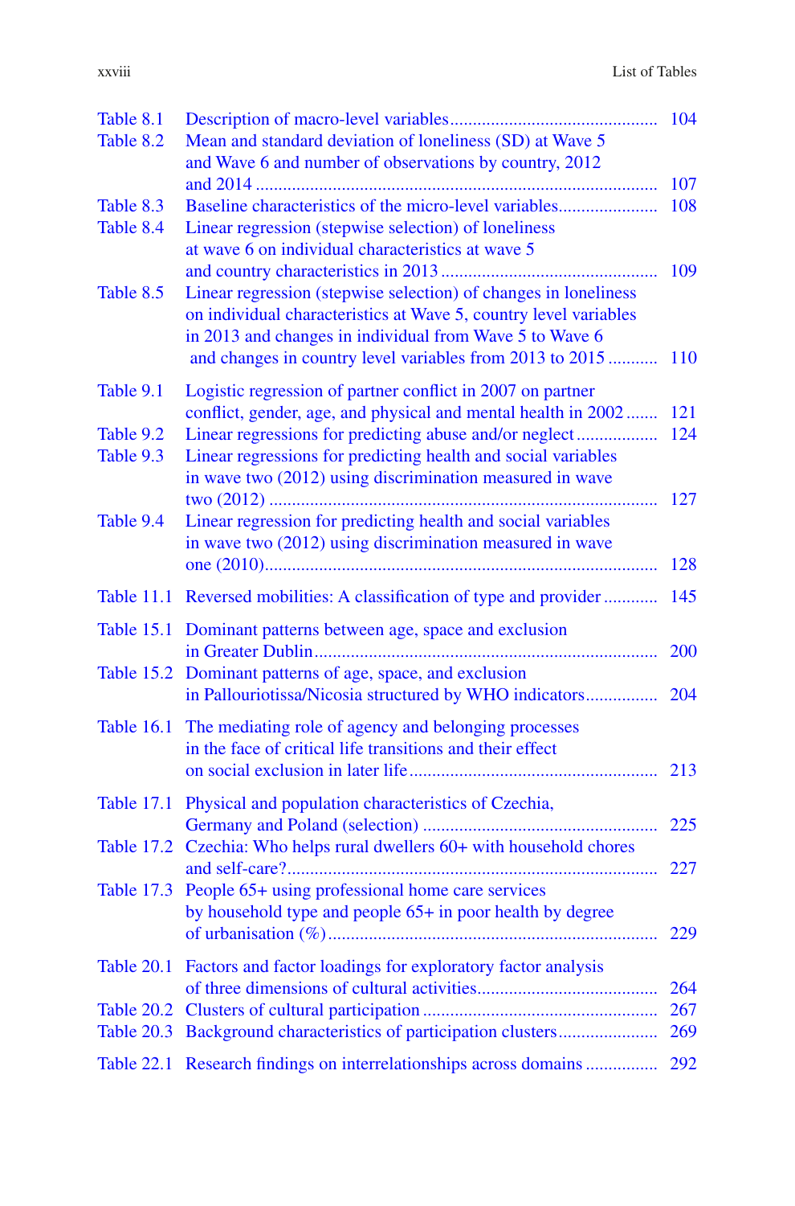| | | |
|---|---|---|
| Table 8.1 | Description of macro-level variables | 104 |
| Table 8.2 | Mean and standard deviation of loneliness (SD) at Wave 5 and Wave 6 and number of observations by country, 2012 and 2014 | 107 |
| Table 8.3 | Baseline characteristics of the micro-level variables | 108 |
| Table 8.4 | Linear regression (stepwise selection) of loneliness at wave 6 on individual characteristics at wave 5 and country characteristics in 2013 | 109 |
| Table 8.5 | Linear regression (stepwise selection) of changes in loneliness on individual characteristics at Wave 5, country level variables in 2013 and changes in individual from Wave 5 to Wave 6 and changes in country level variables from 2013 to 2015 | 110 |
| Table 9.1 | Logistic regression of partner conflict in 2007 on partner conflict, gender, age, and physical and mental health in 2002 | 121 |
| Table 9.2 | Linear regressions for predicting abuse and/or neglect | 124 |
| Table 9.3 | Linear regressions for predicting health and social variables in wave two (2012) using discrimination measured in wave two (2012) | 127 |
| Table 9.4 | Linear regression for predicting health and social variables in wave two (2012) using discrimination measured in wave one (2010) | 128 |
| Table 11.1 | Reversed mobilities: A classification of type and provider | 145 |
| Table 15.1 | Dominant patterns between age, space and exclusion in Greater Dublin | 200 |
| Table 15.2 | Dominant patterns of age, space, and exclusion in Pallouriotissa/Nicosia structured by WHO indicators | 204 |
| Table 16.1 | The mediating role of agency and belonging processes in the face of critical life transitions and their effect on social exclusion in later life | 213 |
| Table 17.1 | Physical and population characteristics of Czechia, Germany and Poland (selection) | 225 |
| Table 17.2 | Czechia: Who helps rural dwellers 60+ with household chores and self-care? | 227 |
| Table 17.3 | People 65+ using professional home care services by household type and people 65+ in poor health by degree of urbanisation (%) | 229 |
| Table 20.1 | Factors and factor loadings for exploratory factor analysis of three dimensions of cultural activities | 264 |
| Table 20.2 | Clusters of cultural participation | 267 |
| Table 20.3 | Background characteristics of participation clusters | 269 |
| Table 22.1 | Research findings on interrelationships across domains | 292 |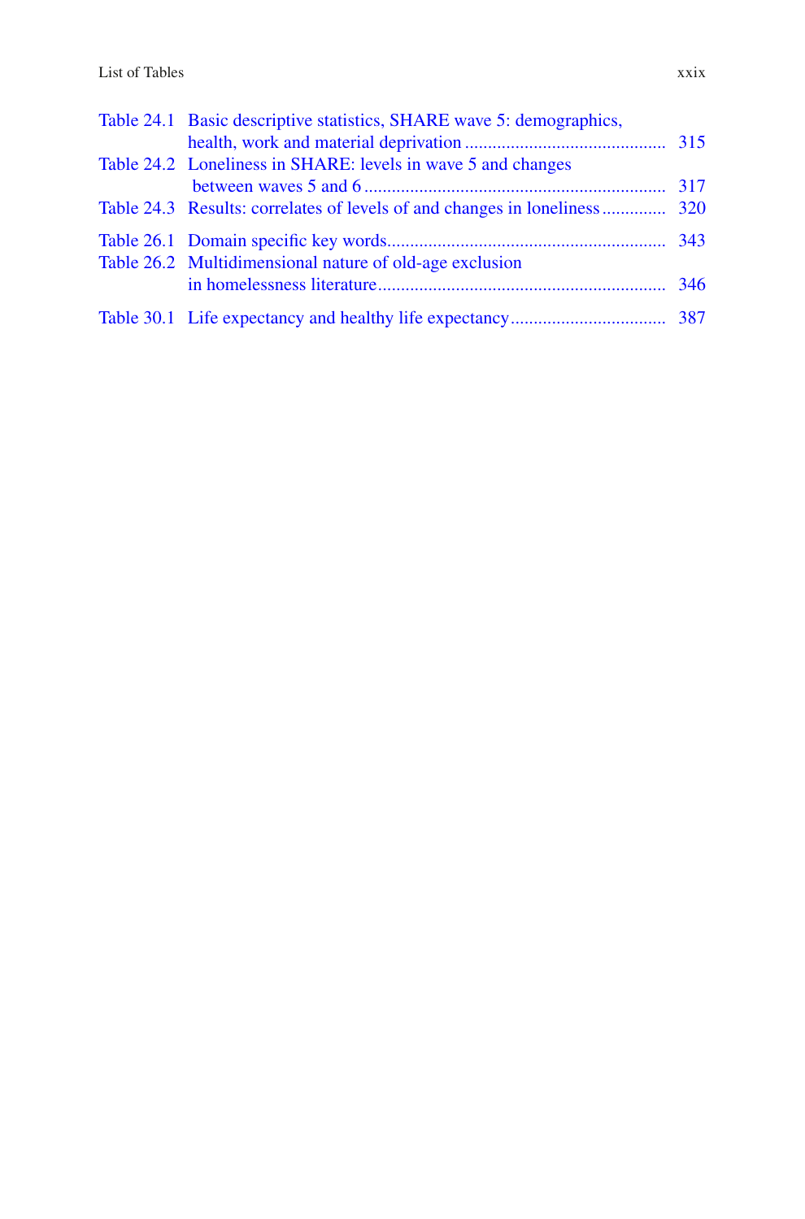| | | |
|---|---|---|
| Table 24.1 | Basic descriptive statistics, SHARE wave 5: demographics, health, work and material deprivation | 315 |
| Table 24.2 | Loneliness in SHARE: levels in wave 5 and changes between waves 5 and 6 | 317 |
| Table 24.3 | Results: correlates of levels of and changes in loneliness | 320 |
| Table 26.1 | Domain specific key words | 343 |
| Table 26.2 | Multidimensional nature of old-age exclusion in homelessness literature | 346 |
| Table 30.1 | Life expectancy and healthy life expectancy | 387 |